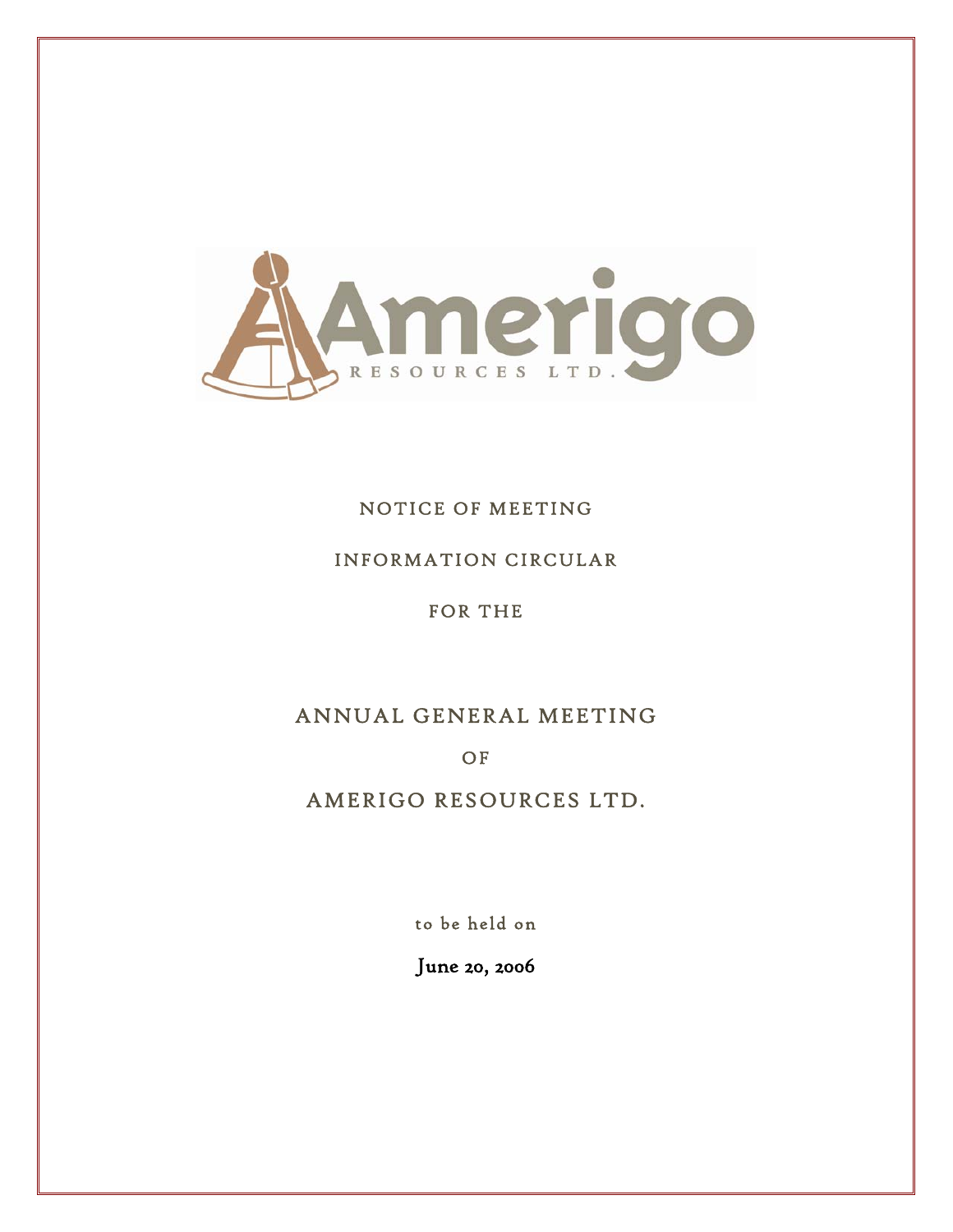Amerigo

RESOURCES LTD.

NOTICE OF MEETING

INFORMATION CIRCULAR

FOR THE

# ANNUAL GENERAL MEETING

OF

# AMERIGO RESOURCES LTD.

to be held on

**June 20, 2006**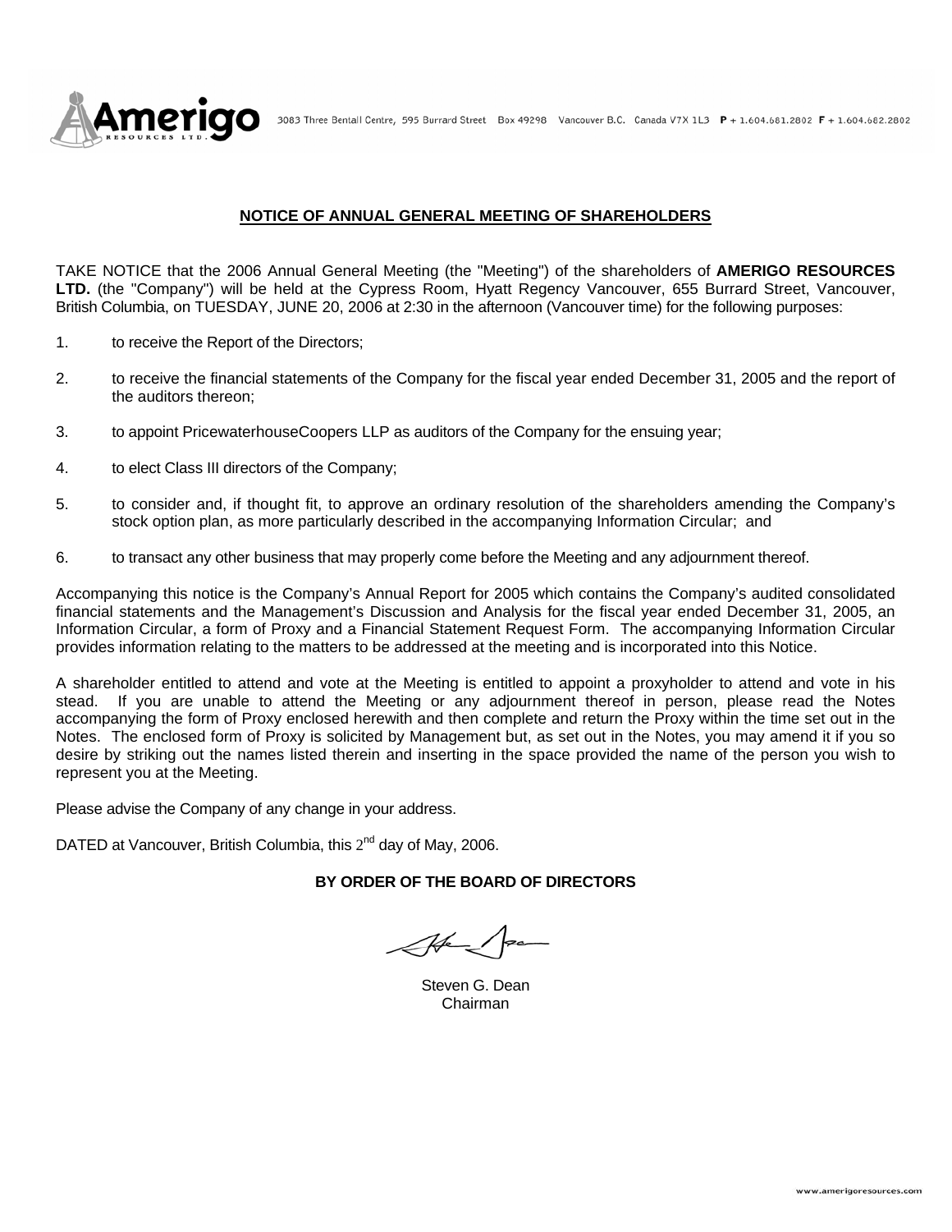3083 Three Bentall Centre, 595 Burrard Street Box 49298 Vancouver B.C. Canada V7X 1L3 **P** + 1.604.681.2802 **F** + 1.604.682.2802

## NOTICE OF ANNUAL GENERAL MEETING OF SHAREHOLDERS

TAKE NOTICE that the 2006 Annual General Meeting (the "Meeting") of the shareholders of **AMERIGO RESOURCES LTD.** (the "Company") will be held at the Cypress Room, Hyatt Regency Vancouver, 655 Burrard Street, Vancouver, British Columbia, on TUESDAY, JUNE 20, 2006 at 2:30 in the afternoon (Vancouver time) for the following purposes:

1. to receive the Report of the Directors;
2. to receive the financial statements of the Company for the fiscal year ended December 31, 2005 and the report of the auditors thereon;
3. to appoint PricewaterhouseCoopers LLP as auditors of the Company for the ensuing year;
4. to elect Class III directors of the Company;
5. to consider and, if thought fit, to approve an ordinary resolution of the shareholders amending the Company's stock option plan, as more particularly described in the accompanying Information Circular; and
6. to transact any other business that may properly come before the Meeting and any adjournment thereof.

Accompanying this notice is the Company's Annual Report for 2005 which contains the Company's audited consolidated financial statements and the Management's Discussion and Analysis for the fiscal year ended December 31, 2005, an Information Circular, a form of Proxy and a Financial Statement Request Form. The accompanying Information Circular provides information relating to the matters to be addressed at the meeting and is incorporated into this Notice.

A shareholder entitled to attend and vote at the Meeting is entitled to appoint a proxyholder to attend and vote in his stead. If you are unable to attend the Meeting or any adjournment thereof in person, please read the Notes accompanying the form of Proxy enclosed herewith and then complete and return the Proxy within the time set out in the Notes. The enclosed form of Proxy is solicited by Management but, as set out in the Notes, you may amend it if you so desire by striking out the names listed therein and inserting in the space provided the name of the person you wish to represent you at the Meeting.

Please advise the Company of any change in your address.

DATED at Vancouver, British Columbia, this 2nd day of May, 2006.

**BY ORDER OF THE BOARD OF DIRECTORS**

Steven G. Dean
Chairman

www.amerigoresources.com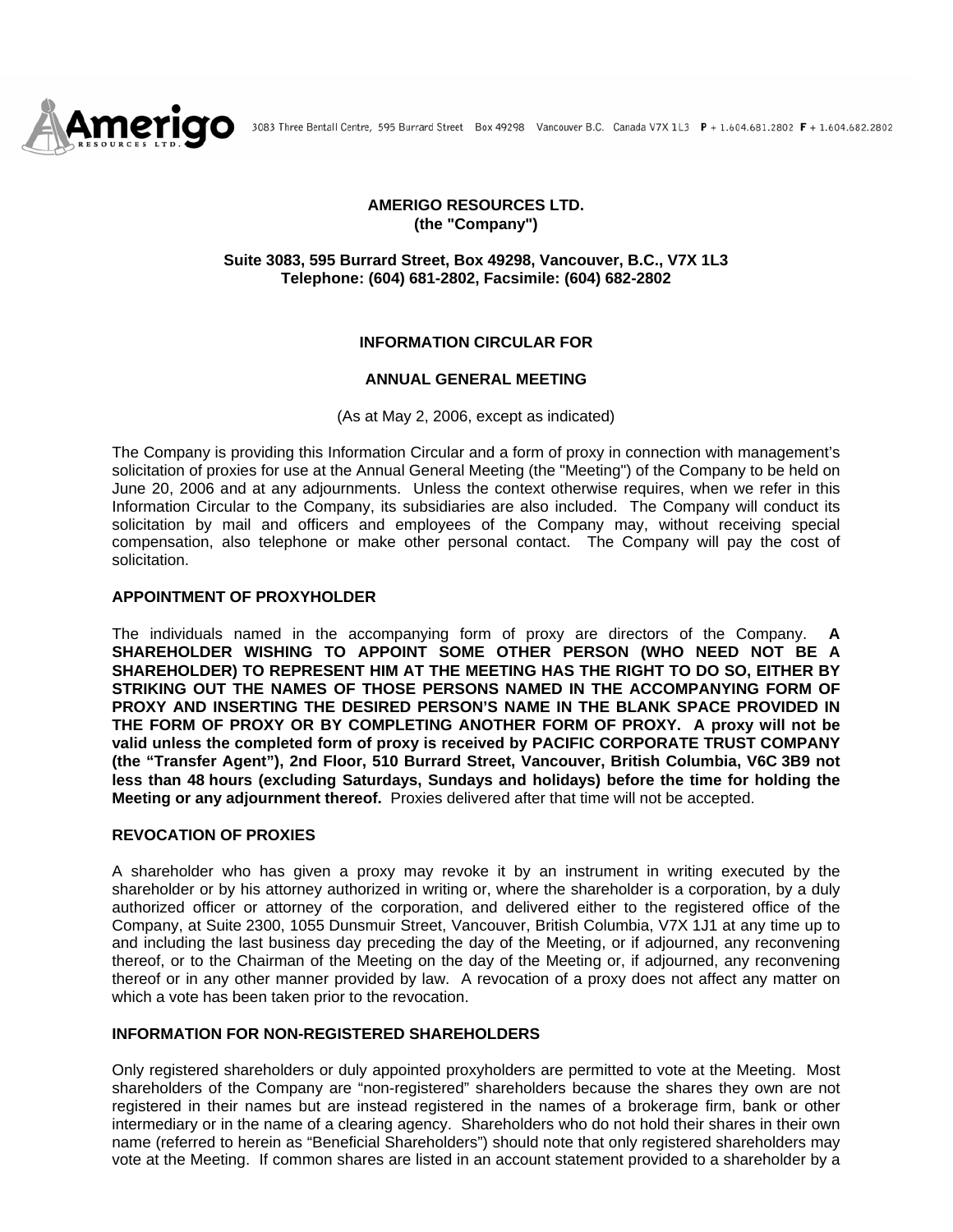3083 Three Bentall Centre, 595 Burrard Street Box 49298 Vancouver B.C. Canada V7X 1L3 **P** + 1.604.681.2802 **F** + 1.604.682.2802

**AMERIGO RESOURCES LTD.**
**(the "Company")**

**Suite 3083, 595 Burrard Street, Box 49298, Vancouver, B.C., V7X 1L3**
**Telephone: (604) 681-2802, Facsimile: (604) 682-2802**

# INFORMATION CIRCULAR FOR

# ANNUAL GENERAL MEETING

(As at May 2, 2006, except as indicated)

The Company is providing this Information Circular and a form of proxy in connection with management's solicitation of proxies for use at the Annual General Meeting (the "Meeting") of the Company to be held on June 20, 2006 and at any adjournments. Unless the context otherwise requires, when we refer in this Information Circular to the Company, its subsidiaries are also included. The Company will conduct its solicitation by mail and officers and employees of the Company may, without receiving special compensation, also telephone or make other personal contact. The Company will pay the cost of solicitation.

## APPOINTMENT OF PROXYHOLDER

The individuals named in the accompanying form of proxy are directors of the Company. **A SHAREHOLDER WISHING TO APPOINT SOME OTHER PERSON (WHO NEED NOT BE A SHAREHOLDER) TO REPRESENT HIM AT THE MEETING HAS THE RIGHT TO DO SO, EITHER BY STRIKING OUT THE NAMES OF THOSE PERSONS NAMED IN THE ACCOMPANYING FORM OF PROXY AND INSERTING THE DESIRED PERSON'S NAME IN THE BLANK SPACE PROVIDED IN THE FORM OF PROXY OR BY COMPLETING ANOTHER FORM OF PROXY. A proxy will not be valid unless the completed form of proxy is received by PACIFIC CORPORATE TRUST COMPANY (the "Transfer Agent"), 2nd Floor, 510 Burrard Street, Vancouver, British Columbia, V6C 3B9 not less than 48 hours (excluding Saturdays, Sundays and holidays) before the time for holding the Meeting or any adjournment thereof.** Proxies delivered after that time will not be accepted.

## REVOCATION OF PROXIES

A shareholder who has given a proxy may revoke it by an instrument in writing executed by the shareholder or by his attorney authorized in writing or, where the shareholder is a corporation, by a duly authorized officer or attorney of the corporation, and delivered either to the registered office of the Company, at Suite 2300, 1055 Dunsmuir Street, Vancouver, British Columbia, V7X 1J1 at any time up to and including the last business day preceding the day of the Meeting, or if adjourned, any reconvening thereof, or to the Chairman of the Meeting on the day of the Meeting or, if adjourned, any reconvening thereof or in any other manner provided by law. A revocation of a proxy does not affect any matter on which a vote has been taken prior to the revocation.

## INFORMATION FOR NON-REGISTERED SHAREHOLDERS

Only registered shareholders or duly appointed proxyholders are permitted to vote at the Meeting. Most shareholders of the Company are "non-registered" shareholders because the shares they own are not registered in their names but are instead registered in the names of a brokerage firm, bank or other intermediary or in the name of a clearing agency. Shareholders who do not hold their shares in their own name (referred to herein as "Beneficial Shareholders") should note that only registered shareholders may vote at the Meeting. If common shares are listed in an account statement provided to a shareholder by a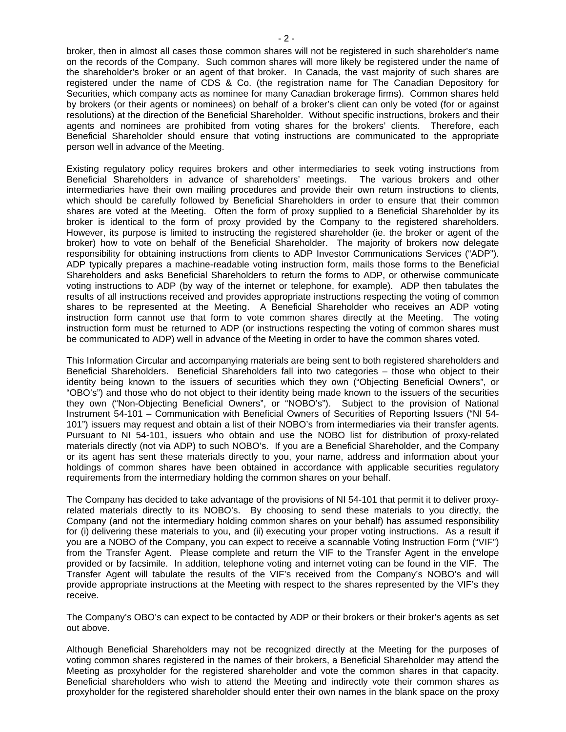broker, then in almost all cases those common shares will not be registered in such shareholder's name on the records of the Company. Such common shares will more likely be registered under the name of the shareholder's broker or an agent of that broker. In Canada, the vast majority of such shares are registered under the name of CDS & Co. (the registration name for The Canadian Depository for Securities, which company acts as nominee for many Canadian brokerage firms). Common shares held by brokers (or their agents or nominees) on behalf of a broker's client can only be voted (for or against resolutions) at the direction of the Beneficial Shareholder. Without specific instructions, brokers and their agents and nominees are prohibited from voting shares for the brokers' clients. Therefore, each Beneficial Shareholder should ensure that voting instructions are communicated to the appropriate person well in advance of the Meeting.

Existing regulatory policy requires brokers and other intermediaries to seek voting instructions from Beneficial Shareholders in advance of shareholders' meetings. The various brokers and other intermediaries have their own mailing procedures and provide their own return instructions to clients, which should be carefully followed by Beneficial Shareholders in order to ensure that their common shares are voted at the Meeting. Often the form of proxy supplied to a Beneficial Shareholder by its broker is identical to the form of proxy provided by the Company to the registered shareholders. However, its purpose is limited to instructing the registered shareholder (ie. the broker or agent of the broker) how to vote on behalf of the Beneficial Shareholder. The majority of brokers now delegate responsibility for obtaining instructions from clients to ADP Investor Communications Services ("ADP"). ADP typically prepares a machine-readable voting instruction form, mails those forms to the Beneficial Shareholders and asks Beneficial Shareholders to return the forms to ADP, or otherwise communicate voting instructions to ADP (by way of the internet or telephone, for example). ADP then tabulates the results of all instructions received and provides appropriate instructions respecting the voting of common shares to be represented at the Meeting. A Beneficial Shareholder who receives an ADP voting instruction form cannot use that form to vote common shares directly at the Meeting. The voting instruction form must be returned to ADP (or instructions respecting the voting of common shares must be communicated to ADP) well in advance of the Meeting in order to have the common shares voted.

This Information Circular and accompanying materials are being sent to both registered shareholders and Beneficial Shareholders. Beneficial Shareholders fall into two categories – those who object to their identity being known to the issuers of securities which they own ("Objecting Beneficial Owners", or "OBO's") and those who do not object to their identity being made known to the issuers of the securities they own ("Non-Objecting Beneficial Owners", or "NOBO's"). Subject to the provision of National Instrument 54-101 – Communication with Beneficial Owners of Securities of Reporting Issuers ("NI 54-101") issuers may request and obtain a list of their NOBO's from intermediaries via their transfer agents. Pursuant to NI 54-101, issuers who obtain and use the NOBO list for distribution of proxy-related materials directly (not via ADP) to such NOBO's. If you are a Beneficial Shareholder, and the Company or its agent has sent these materials directly to you, your name, address and information about your holdings of common shares have been obtained in accordance with applicable securities regulatory requirements from the intermediary holding the common shares on your behalf.

The Company has decided to take advantage of the provisions of NI 54-101 that permit it to deliver proxy-related materials directly to its NOBO's. By choosing to send these materials to you directly, the Company (and not the intermediary holding common shares on your behalf) has assumed responsibility for (i) delivering these materials to you, and (ii) executing your proper voting instructions. As a result if you are a NOBO of the Company, you can expect to receive a scannable Voting Instruction Form ("VIF") from the Transfer Agent. Please complete and return the VIF to the Transfer Agent in the envelope provided or by facsimile. In addition, telephone voting and internet voting can be found in the VIF. The Transfer Agent will tabulate the results of the VIF's received from the Company's NOBO's and will provide appropriate instructions at the Meeting with respect to the shares represented by the VIF's they receive.

The Company's OBO's can expect to be contacted by ADP or their brokers or their broker's agents as set out above.

Although Beneficial Shareholders may not be recognized directly at the Meeting for the purposes of voting common shares registered in the names of their brokers, a Beneficial Shareholder may attend the Meeting as proxyholder for the registered shareholder and vote the common shares in that capacity. Beneficial shareholders who wish to attend the Meeting and indirectly vote their common shares as proxyholder for the registered shareholder should enter their own names in the blank space on the proxy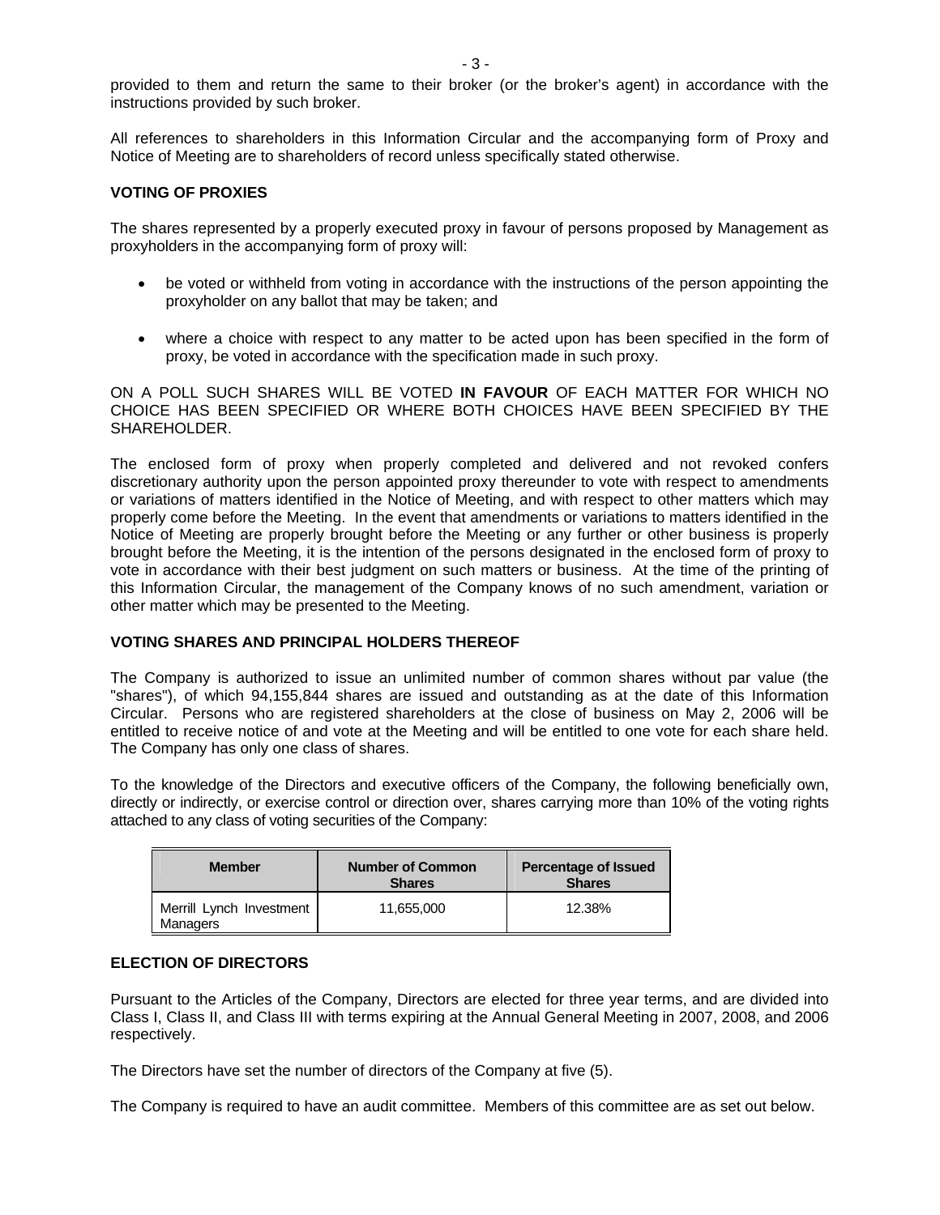provided to them and return the same to their broker (or the broker's agent) in accordance with the instructions provided by such broker.

All references to shareholders in this Information Circular and the accompanying form of Proxy and Notice of Meeting are to shareholders of record unless specifically stated otherwise.

## VOTING OF PROXIES

The shares represented by a properly executed proxy in favour of persons proposed by Management as proxyholders in the accompanying form of proxy will:

- be voted or withheld from voting in accordance with the instructions of the person appointing the proxyholder on any ballot that may be taken; and
- where a choice with respect to any matter to be acted upon has been specified in the form of proxy, be voted in accordance with the specification made in such proxy.

ON A POLL SUCH SHARES WILL BE VOTED **IN FAVOUR** OF EACH MATTER FOR WHICH NO CHOICE HAS BEEN SPECIFIED OR WHERE BOTH CHOICES HAVE BEEN SPECIFIED BY THE SHAREHOLDER.

The enclosed form of proxy when properly completed and delivered and not revoked confers discretionary authority upon the person appointed proxy thereunder to vote with respect to amendments or variations of matters identified in the Notice of Meeting, and with respect to other matters which may properly come before the Meeting. In the event that amendments or variations to matters identified in the Notice of Meeting are properly brought before the Meeting or any further or other business is properly brought before the Meeting, it is the intention of the persons designated in the enclosed form of proxy to vote in accordance with their best judgment on such matters or business. At the time of the printing of this Information Circular, the management of the Company knows of no such amendment, variation or other matter which may be presented to the Meeting.

## VOTING SHARES AND PRINCIPAL HOLDERS THEREOF

The Company is authorized to issue an unlimited number of common shares without par value (the "shares"), of which 94,155,844 shares are issued and outstanding as at the date of this Information Circular. Persons who are registered shareholders at the close of business on May 2, 2006 will be entitled to receive notice of and vote at the Meeting and will be entitled to one vote for each share held. The Company has only one class of shares.

To the knowledge of the Directors and executive officers of the Company, the following beneficially own, directly or indirectly, or exercise control or direction over, shares carrying more than 10% of the voting rights attached to any class of voting securities of the Company:

| Member | Number of Common Shares | Percentage of Issued Shares |
|---|---|---|
| Merrill Lynch Investment Managers | 11,655,000 | 12.38% |

## ELECTION OF DIRECTORS

Pursuant to the Articles of the Company, Directors are elected for three year terms, and are divided into Class I, Class II, and Class III with terms expiring at the Annual General Meeting in 2007, 2008, and 2006 respectively.

The Directors have set the number of directors of the Company at five (5).

The Company is required to have an audit committee. Members of this committee are as set out below.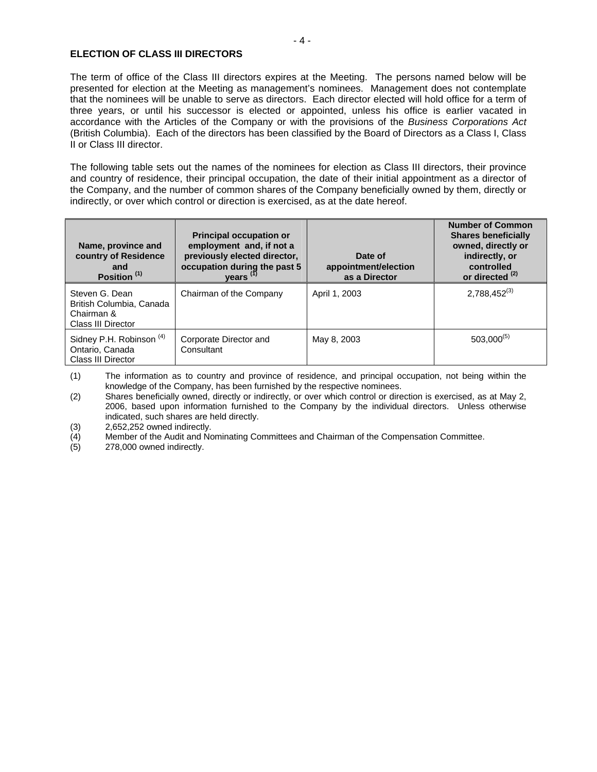## ELECTION OF CLASS III DIRECTORS

The term of office of the Class III directors expires at the Meeting. The persons named below will be presented for election at the Meeting as management's nominees. Management does not contemplate that the nominees will be unable to serve as directors. Each director elected will hold office for a term of three years, or until his successor is elected or appointed, unless his office is earlier vacated in accordance with the Articles of the Company or with the provisions of the *Business Corporations Act* (British Columbia). Each of the directors has been classified by the Board of Directors as a Class I, Class II or Class III director.

The following table sets out the names of the nominees for election as Class III directors, their province and country of residence, their principal occupation, the date of their initial appointment as a director of the Company, and the number of common shares of the Company beneficially owned by them, directly or indirectly, or over which control or direction is exercised, as at the date hereof.

| Name, province and country of Residence and Position (1) | Principal occupation or employment and, if not a previously elected director, occupation during the past 5 years (1) | Date of appointment/election as a Director | Number of Common Shares beneficially owned, directly or indirectly, or controlled or directed (2) |
|---|---|---|---|
| Steven G. Dean<br>British Columbia, Canada<br>Chairman &<br>Class III Director | Chairman of the Company | April 1, 2003 | 2,788,452(3) |
| Sidney P.H. Robinson (4)<br>Ontario, Canada<br>Class III Director | Corporate Director and Consultant | May 8, 2003 | 503,000(5) |

(1) The information as to country and province of residence, and principal occupation, not being within the knowledge of the Company, has been furnished by the respective nominees.

(2) Shares beneficially owned, directly or indirectly, or over which control or direction is exercised, as at May 2, 2006, based upon information furnished to the Company by the individual directors. Unless otherwise indicated, such shares are held directly.

(3) 2,652,252 owned indirectly.

(4) Member of the Audit and Nominating Committees and Chairman of the Compensation Committee.

(5) 278,000 owned indirectly.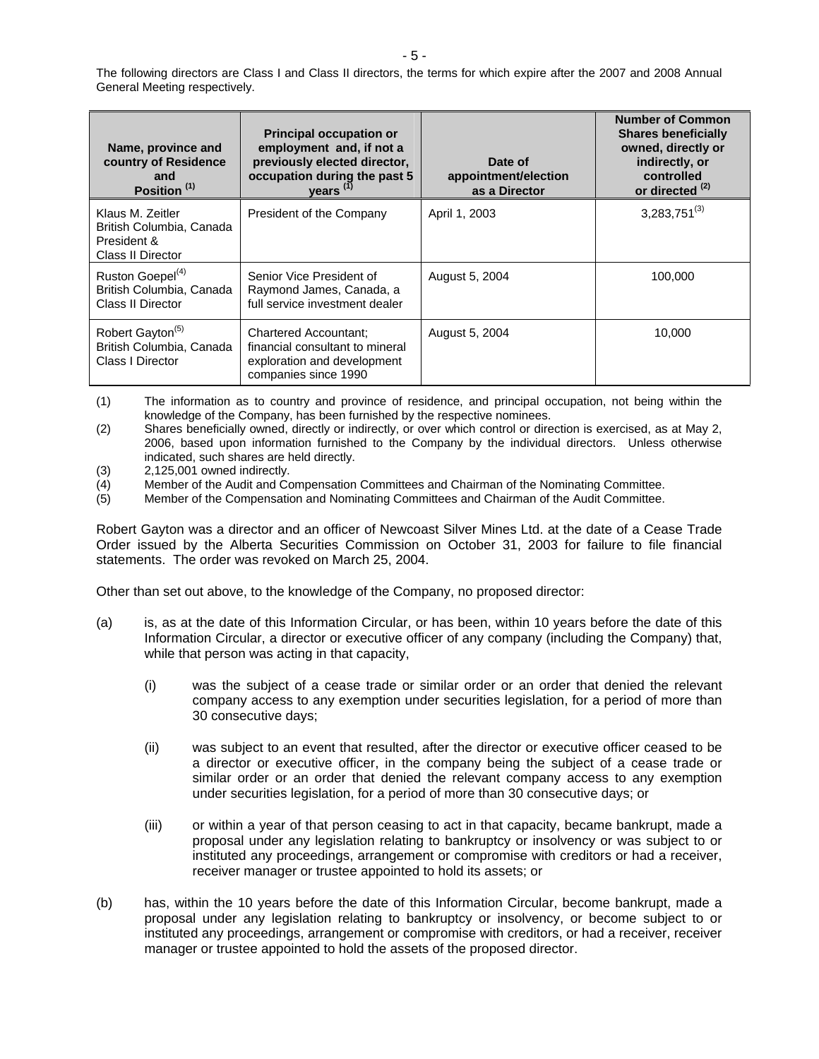The following directors are Class I and Class II directors, the terms for which expire after the 2007 and 2008 Annual General Meeting respectively.

| Name, province and country of Residence and Position [(1)] | Principal occupation or employment and, if not a previously elected director, occupation during the past 5 years [(1)] | Date of appointment/election as a Director | Number of Common Shares beneficially owned, directly or indirectly, or controlled or directed [(2)] |
|---|---|---|---|
| Klaus M. Zeitler<br>British Columbia, Canada<br>President &<br>Class II Director | President of the Company | April 1, 2003 | 3,283,751[(3)] |
| Ruston Goepel[(4)]<br>British Columbia, Canada<br>Class II Director | Senior Vice President of Raymond James, Canada, a full service investment dealer | August 5, 2004 | 100,000 |
| Robert Gayton[(5)]<br>British Columbia, Canada<br>Class I Director | Chartered Accountant; financial consultant to mineral exploration and development companies since 1990 | August 5, 2004 | 10,000 |

(1) The information as to country and province of residence, and principal occupation, not being within the knowledge of the Company, has been furnished by the respective nominees.

(2) Shares beneficially owned, directly or indirectly, or over which control or direction is exercised, as at May 2, 2006, based upon information furnished to the Company by the individual directors. Unless otherwise indicated, such shares are held directly.

(3) 2,125,001 owned indirectly.

(4) Member of the Audit and Compensation Committees and Chairman of the Nominating Committee.

(5) Member of the Compensation and Nominating Committees and Chairman of the Audit Committee.

Robert Gayton was a director and an officer of Newcoast Silver Mines Ltd. at the date of a Cease Trade Order issued by the Alberta Securities Commission on October 31, 2003 for failure to file financial statements. The order was revoked on March 25, 2004.

Other than set out above, to the knowledge of the Company, no proposed director:

(a) is, as at the date of this Information Circular, or has been, within 10 years before the date of this Information Circular, a director or executive officer of any company (including the Company) that, while that person was acting in that capacity,

(i) was the subject of a cease trade or similar order or an order that denied the relevant company access to any exemption under securities legislation, for a period of more than 30 consecutive days;

(ii) was subject to an event that resulted, after the director or executive officer ceased to be a director or executive officer, in the company being the subject of a cease trade or similar order or an order that denied the relevant company access to any exemption under securities legislation, for a period of more than 30 consecutive days; or

(iii) or within a year of that person ceasing to act in that capacity, became bankrupt, made a proposal under any legislation relating to bankruptcy or insolvency or was subject to or instituted any proceedings, arrangement or compromise with creditors or had a receiver, receiver manager or trustee appointed to hold its assets; or

(b) has, within the 10 years before the date of this Information Circular, become bankrupt, made a proposal under any legislation relating to bankruptcy or insolvency, or become subject to or instituted any proceedings, arrangement or compromise with creditors, or had a receiver, receiver manager or trustee appointed to hold the assets of the proposed director.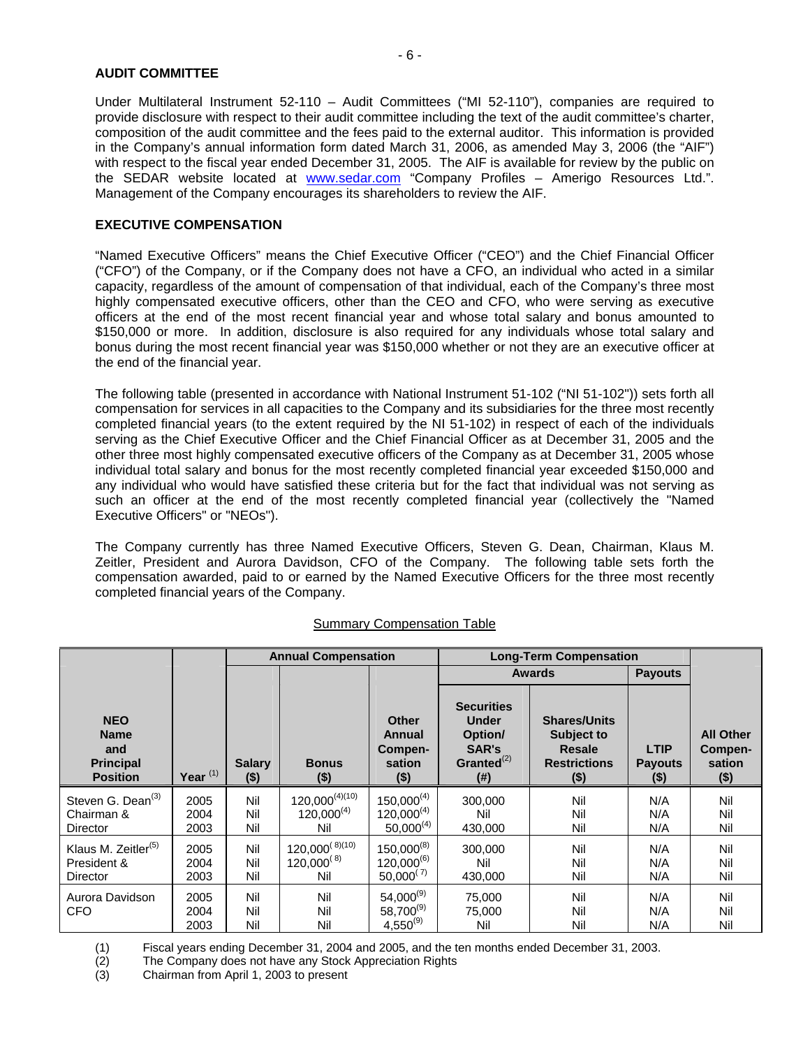## AUDIT COMMITTEE

Under Multilateral Instrument 52-110 – Audit Committees ("MI 52-110"), companies are required to provide disclosure with respect to their audit committee including the text of the audit committee's charter, composition of the audit committee and the fees paid to the external auditor. This information is provided in the Company's annual information form dated March 31, 2006, as amended May 3, 2006 (the "AIF") with respect to the fiscal year ended December 31, 2005. The AIF is available for review by the public on the SEDAR website located at www.sedar.com "Company Profiles – Amerigo Resources Ltd.". Management of the Company encourages its shareholders to review the AIF.

## EXECUTIVE COMPENSATION

"Named Executive Officers" means the Chief Executive Officer ("CEO") and the Chief Financial Officer ("CFO") of the Company, or if the Company does not have a CFO, an individual who acted in a similar capacity, regardless of the amount of compensation of that individual, each of the Company's three most highly compensated executive officers, other than the CEO and CFO, who were serving as executive officers at the end of the most recent financial year and whose total salary and bonus amounted to $150,000 or more. In addition, disclosure is also required for any individuals whose total salary and bonus during the most recent financial year was $150,000 whether or not they are an executive officer at the end of the financial year.

The following table (presented in accordance with National Instrument 51-102 ("NI 51-102")) sets forth all compensation for services in all capacities to the Company and its subsidiaries for the three most recently completed financial years (to the extent required by the NI 51-102) in respect of each of the individuals serving as the Chief Executive Officer and the Chief Financial Officer as at December 31, 2005 and the other three most highly compensated executive officers of the Company as at December 31, 2005 whose individual total salary and bonus for the most recently completed financial year exceeded $150,000 and any individual who would have satisfied these criteria but for the fact that individual was not serving as such an officer at the end of the most recently completed financial year (collectively the "Named Executive Officers" or "NEOs").

The Company currently has three Named Executive Officers, Steven G. Dean, Chairman, Klaus M. Zeitler, President and Aurora Davidson, CFO of the Company. The following table sets forth the compensation awarded, paid to or earned by the Named Executive Officers for the three most recently completed financial years of the Company.

Summary Compensation Table

| | | Annual Compensation | | | Long-Term Compensation | | | |
|---|---|---|---|---|---|---|---|---|
| | | | | | Awards | | Payouts | |
| NEO Name and Principal Position | Year [(1)] | Salary ($) | Bonus ($) | Other Annual Compen-sation ($) | Securities Under Option/ SAR's Granted[(2)] (#) | Shares/Units Subject to Resale Restrictions ($) | LTIP Payouts ($) | All Other Compen-sation ($) |
| Steven G. Dean[(3)] Chairman & Director | 2005<br>2004<br>2003 | Nil<br>Nil<br>Nil | 120,000[(4)(10)]<br>120,000[(4)]<br>Nil | 150,000[(4)]<br>120,000[(4)]<br>50,000[(4)] | 300,000<br>Nil<br>430,000 | Nil<br>Nil<br>Nil | N/A<br>N/A<br>N/A | Nil<br>Nil<br>Nil |
| Klaus M. Zeitler[(5)] President & Director | 2005<br>2004<br>2003 | Nil<br>Nil<br>Nil | 120,000[(8)(10)]<br>120,000[(8)]<br>Nil | 150,000[(8)]<br>120,000[(6)]<br>50,000[(7)] | 300,000<br>Nil<br>430,000 | Nil<br>Nil<br>Nil | N/A<br>N/A<br>N/A | Nil<br>Nil<br>Nil |
| Aurora Davidson CFO | 2005<br>2004<br>2003 | Nil<br>Nil<br>Nil | Nil<br>Nil<br>Nil | 54,000[(9)]<br>58,700[(9)]<br>4,550[(9)] | 75,000<br>75,000<br>Nil | Nil<br>Nil<br>Nil | N/A<br>N/A<br>N/A | Nil<br>Nil<br>Nil |

(1) Fiscal years ending December 31, 2004 and 2005, and the ten months ended December 31, 2003.
(2) The Company does not have any Stock Appreciation Rights
(3) Chairman from April 1, 2003 to present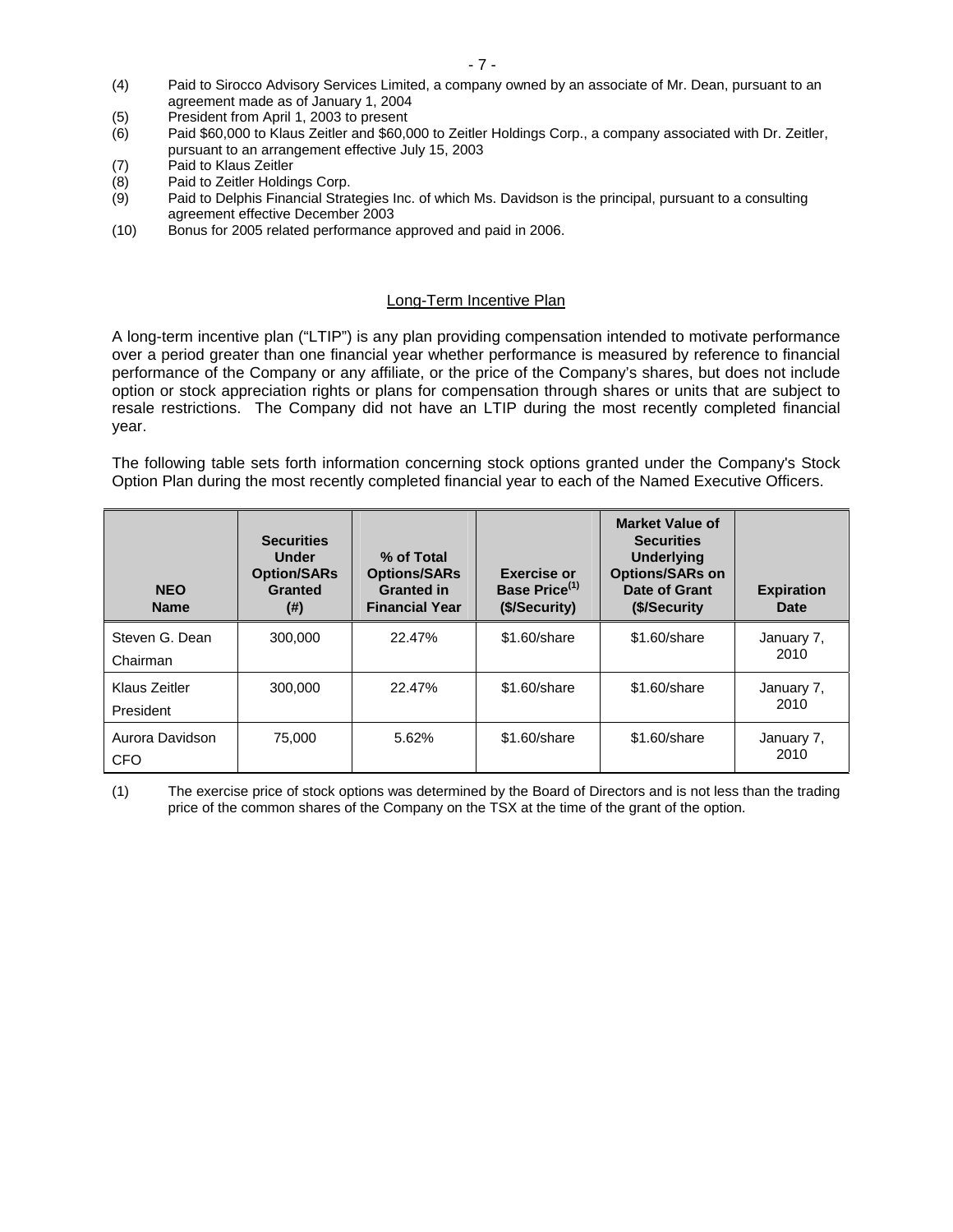(4) Paid to Sirocco Advisory Services Limited, a company owned by an associate of Mr. Dean, pursuant to an agreement made as of January 1, 2004
(5) President from April 1, 2003 to present
(6) Paid $60,000 to Klaus Zeitler and $60,000 to Zeitler Holdings Corp., a company associated with Dr. Zeitler, pursuant to an arrangement effective July 15, 2003
(7) Paid to Klaus Zeitler
(8) Paid to Zeitler Holdings Corp.
(9) Paid to Delphis Financial Strategies Inc. of which Ms. Davidson is the principal, pursuant to a consulting agreement effective December 2003
(10) Bonus for 2005 related performance approved and paid in 2006.

## Long-Term Incentive Plan

A long-term incentive plan ("LTIP") is any plan providing compensation intended to motivate performance over a period greater than one financial year whether performance is measured by reference to financial performance of the Company or any affiliate, or the price of the Company's shares, but does not include option or stock appreciation rights or plans for compensation through shares or units that are subject to resale restrictions. The Company did not have an LTIP during the most recently completed financial year.

The following table sets forth information concerning stock options granted under the Company's Stock Option Plan during the most recently completed financial year to each of the Named Executive Officers.

| NEO Name | Securities Under Option/SARs Granted (#) | % of Total Options/SARs Granted in Financial Year | Exercise or Base Price[1] ($/Security) | Market Value of Securities Underlying Options/SARs on Date of Grant ($/Security | Expiration Date |
|---|---|---|---|---|---|
| Steven G. Dean Chairman | 300,000 | 22.47% | $1.60/share | $1.60/share | January 7, 2010 |
| Klaus Zeitler President | 300,000 | 22.47% | $1.60/share | $1.60/share | January 7, 2010 |
| Aurora Davidson CFO | 75,000 | 5.62% | $1.60/share | $1.60/share | January 7, 2010 |

(1) The exercise price of stock options was determined by the Board of Directors and is not less than the trading price of the common shares of the Company on the TSX at the time of the grant of the option.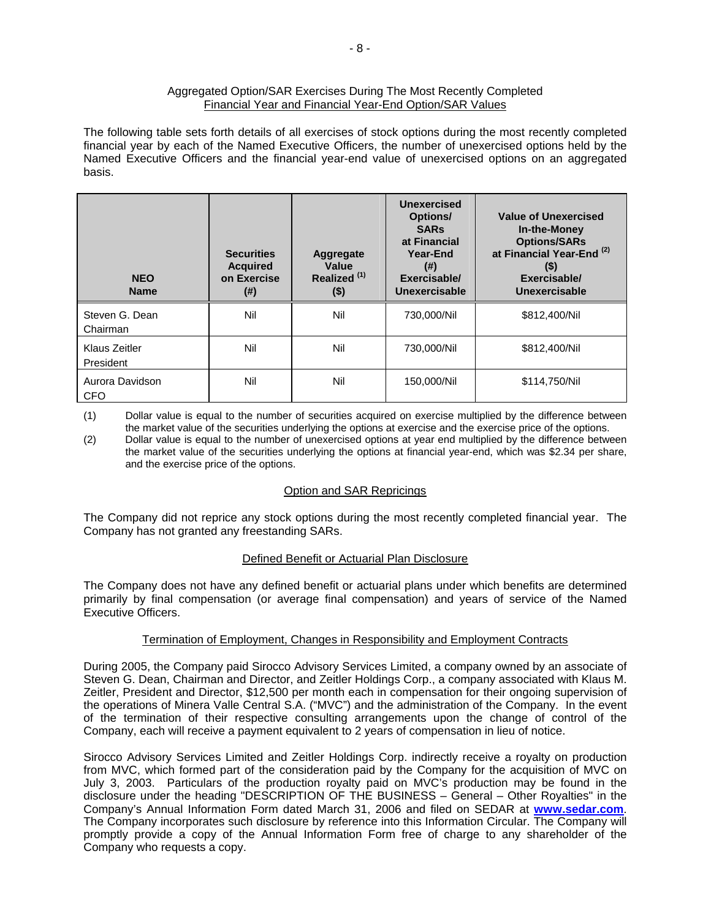## Aggregated Option/SAR Exercises During The Most Recently Completed Financial Year and Financial Year-End Option/SAR Values

The following table sets forth details of all exercises of stock options during the most recently completed financial year by each of the Named Executive Officers, the number of unexercised options held by the Named Executive Officers and the financial year-end value of unexercised options on an aggregated basis.

| NEO Name | Securities Acquired on Exercise (#) | Aggregate Value Realized [(1)] ($) | Unexercised Options/ SARs at Financial Year-End (#) Exercisable/ Unexercisable | Value of Unexercised In-the-Money Options/SARs at Financial Year-End [(2)] ($) Exercisable/ Unexercisable |
|---|---|---|---|---|
| Steven G. Dean Chairman | Nil | Nil | 730,000/Nil | $812,400/Nil |
| Klaus Zeitler President | Nil | Nil | 730,000/Nil | $812,400/Nil |
| Aurora Davidson CFO | Nil | Nil | 150,000/Nil | $114,750/Nil |

(1) Dollar value is equal to the number of securities acquired on exercise multiplied by the difference between the market value of the securities underlying the options at exercise and the exercise price of the options.

(2) Dollar value is equal to the number of unexercised options at year end multiplied by the difference between the market value of the securities underlying the options at financial year-end, which was $2.34 per share, and the exercise price of the options.

## Option and SAR Repricings

The Company did not reprice any stock options during the most recently completed financial year. The Company has not granted any freestanding SARs.

## Defined Benefit or Actuarial Plan Disclosure

The Company does not have any defined benefit or actuarial plans under which benefits are determined primarily by final compensation (or average final compensation) and years of service of the Named Executive Officers.

## Termination of Employment, Changes in Responsibility and Employment Contracts

During 2005, the Company paid Sirocco Advisory Services Limited, a company owned by an associate of Steven G. Dean, Chairman and Director, and Zeitler Holdings Corp., a company associated with Klaus M. Zeitler, President and Director, $12,500 per month each in compensation for their ongoing supervision of the operations of Minera Valle Central S.A. ("MVC") and the administration of the Company. In the event of the termination of their respective consulting arrangements upon the change of control of the Company, each will receive a payment equivalent to 2 years of compensation in lieu of notice.

Sirocco Advisory Services Limited and Zeitler Holdings Corp. indirectly receive a royalty on production from MVC, which formed part of the consideration paid by the Company for the acquisition of MVC on July 3, 2003. Particulars of the production royalty paid on MVC's production may be found in the disclosure under the heading "DESCRIPTION OF THE BUSINESS – General – Other Royalties" in the Company's Annual Information Form dated March 31, 2006 and filed on SEDAR at **www.sedar.com**. The Company incorporates such disclosure by reference into this Information Circular. The Company will promptly provide a copy of the Annual Information Form free of charge to any shareholder of the Company who requests a copy.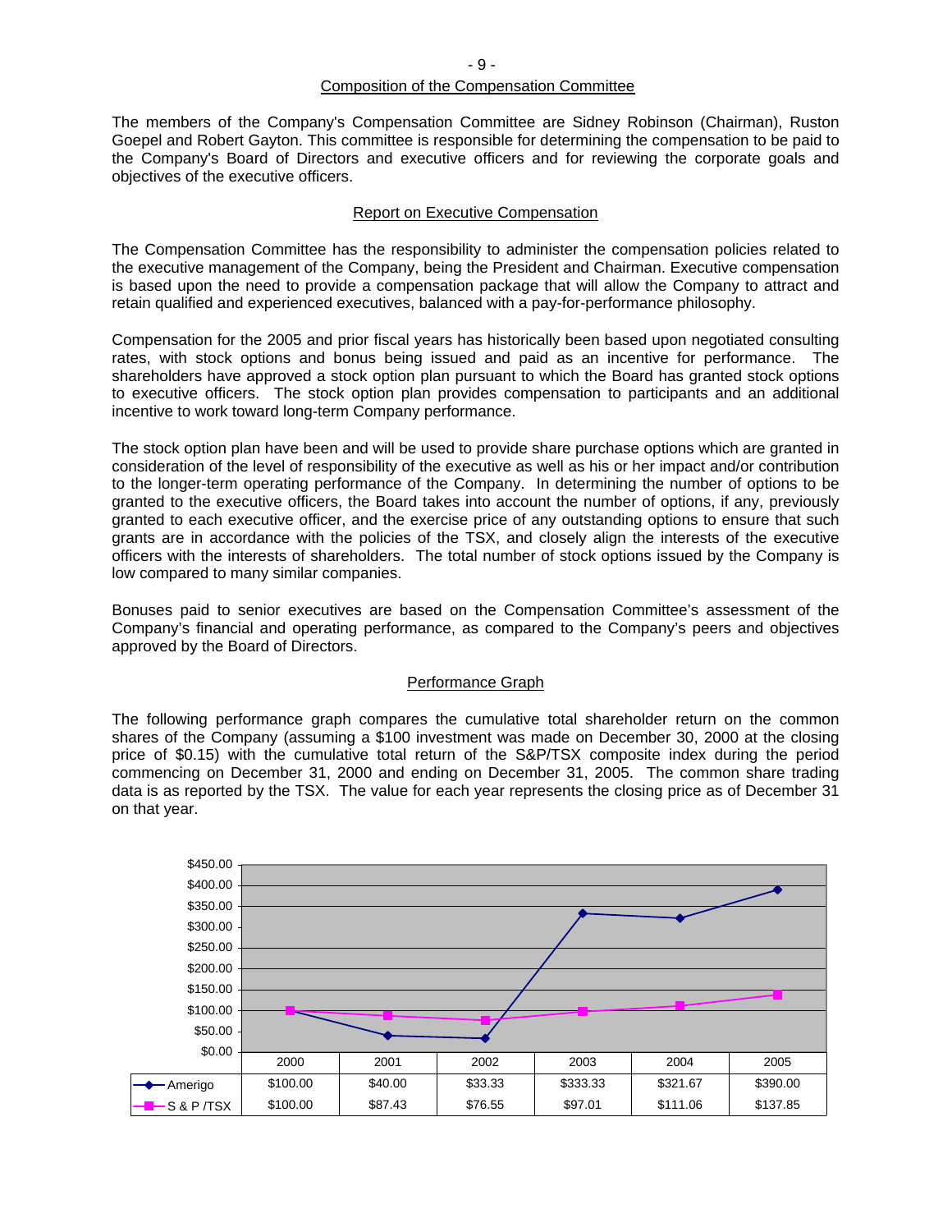## Composition of the Compensation Committee

The members of the Company's Compensation Committee are Sidney Robinson (Chairman), Ruston Goepel and Robert Gayton. This committee is responsible for determining the compensation to be paid to the Company's Board of Directors and executive officers and for reviewing the corporate goals and objectives of the executive officers.

## Report on Executive Compensation

The Compensation Committee has the responsibility to administer the compensation policies related to the executive management of the Company, being the President and Chairman. Executive compensation is based upon the need to provide a compensation package that will allow the Company to attract and retain qualified and experienced executives, balanced with a pay-for-performance philosophy.

Compensation for the 2005 and prior fiscal years has historically been based upon negotiated consulting rates, with stock options and bonus being issued and paid as an incentive for performance. The shareholders have approved a stock option plan pursuant to which the Board has granted stock options to executive officers. The stock option plan provides compensation to participants and an additional incentive to work toward long-term Company performance.

The stock option plan have been and will be used to provide share purchase options which are granted in consideration of the level of responsibility of the executive as well as his or her impact and/or contribution to the longer-term operating performance of the Company. In determining the number of options to be granted to the executive officers, the Board takes into account the number of options, if any, previously granted to each executive officer, and the exercise price of any outstanding options to ensure that such grants are in accordance with the policies of the TSX, and closely align the interests of the executive officers with the interests of shareholders. The total number of stock options issued by the Company is low compared to many similar companies.

Bonuses paid to senior executives are based on the Compensation Committee's assessment of the Company's financial and operating performance, as compared to the Company's peers and objectives approved by the Board of Directors.

## Performance Graph

The following performance graph compares the cumulative total shareholder return on the common shares of the Company (assuming a $100 investment was made on December 30, 2000 at the closing price of $0.15) with the cumulative total return of the S&P/TSX composite index during the period commencing on December 31, 2000 and ending on December 31, 2005. The common share trading data is as reported by the TSX. The value for each year represents the closing price as of December 31 on that year.

| | 2000 | 2001 | 2002 | 2003 | 2004 | 2005 |
|---|---|---|---|---|---|---|
| Amerigo | $100.00 | $40.00 | $33.33 | $333.33 | $321.67 | $390.00 |
| S & P /TSX | $100.00 | $87.43 | $76.55 | $97.01 | $111.06 | $137.85 |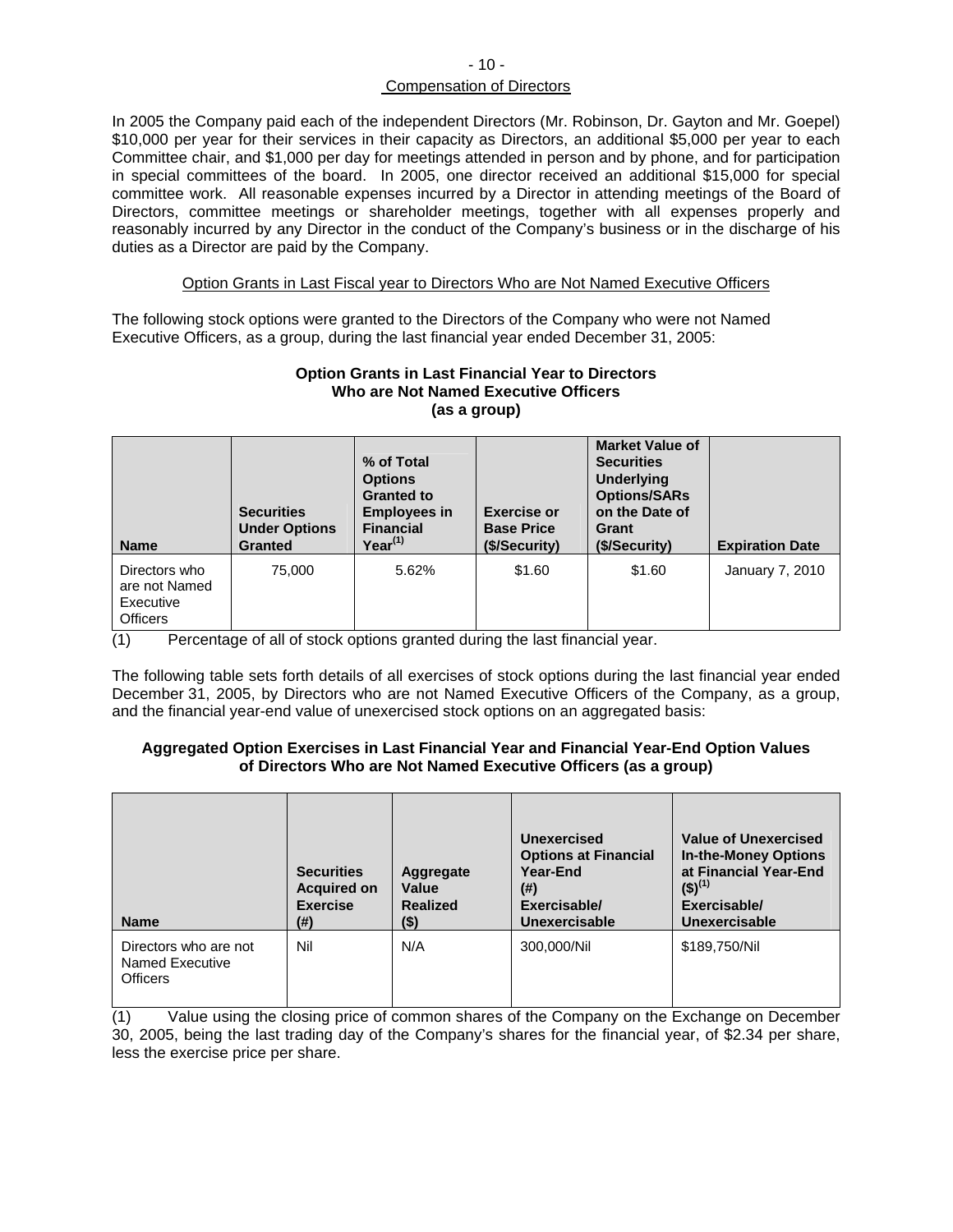## Compensation of Directors

In 2005 the Company paid each of the independent Directors (Mr. Robinson, Dr. Gayton and Mr. Goepel) $10,000 per year for their services in their capacity as Directors, an additional $5,000 per year to each Committee chair, and $1,000 per day for meetings attended in person and by phone, and for participation in special committees of the board. In 2005, one director received an additional $15,000 for special committee work. All reasonable expenses incurred by a Director in attending meetings of the Board of Directors, committee meetings or shareholder meetings, together with all expenses properly and reasonably incurred by any Director in the conduct of the Company's business or in the discharge of his duties as a Director are paid by the Company.

### Option Grants in Last Fiscal year to Directors Who are Not Named Executive Officers

The following stock options were granted to the Directors of the Company who were not Named Executive Officers, as a group, during the last financial year ended December 31, 2005:

**Option Grants in Last Financial Year to Directors Who are Not Named Executive Officers (as a group)**

| Name | Securities Under Options Granted | % of Total Options Granted to Employees in Financial Year[1] | Exercise or Base Price ($/Security) | Market Value of Securities Underlying Options/SARs on the Date of Grant ($/Security) | Expiration Date |
|---|---|---|---|---|---|
| Directors who are not Named Executive Officers | 75,000 | 5.62% | $1.60 | $1.60 | January 7, 2010 |

(1) Percentage of all of stock options granted during the last financial year.

The following table sets forth details of all exercises of stock options during the last financial year ended December 31, 2005, by Directors who are not Named Executive Officers of the Company, as a group, and the financial year-end value of unexercised stock options on an aggregated basis:

**Aggregated Option Exercises in Last Financial Year and Financial Year-End Option Values of Directors Who are Not Named Executive Officers (as a group)**

| Name | Securities Acquired on Exercise (#) | Aggregate Value Realized ($) | Unexercised Options at Financial Year-End (#) Exercisable/ Unexercisable | Value of Unexercised In-the-Money Options at Financial Year-End ($)[1] Exercisable/ Unexercisable |
|---|---|---|---|---|
| Directors who are not Named Executive Officers | Nil | N/A | 300,000/Nil | $189,750/Nil |

(1) Value using the closing price of common shares of the Company on the Exchange on December 30, 2005, being the last trading day of the Company's shares for the financial year, of $2.34 per share, less the exercise price per share.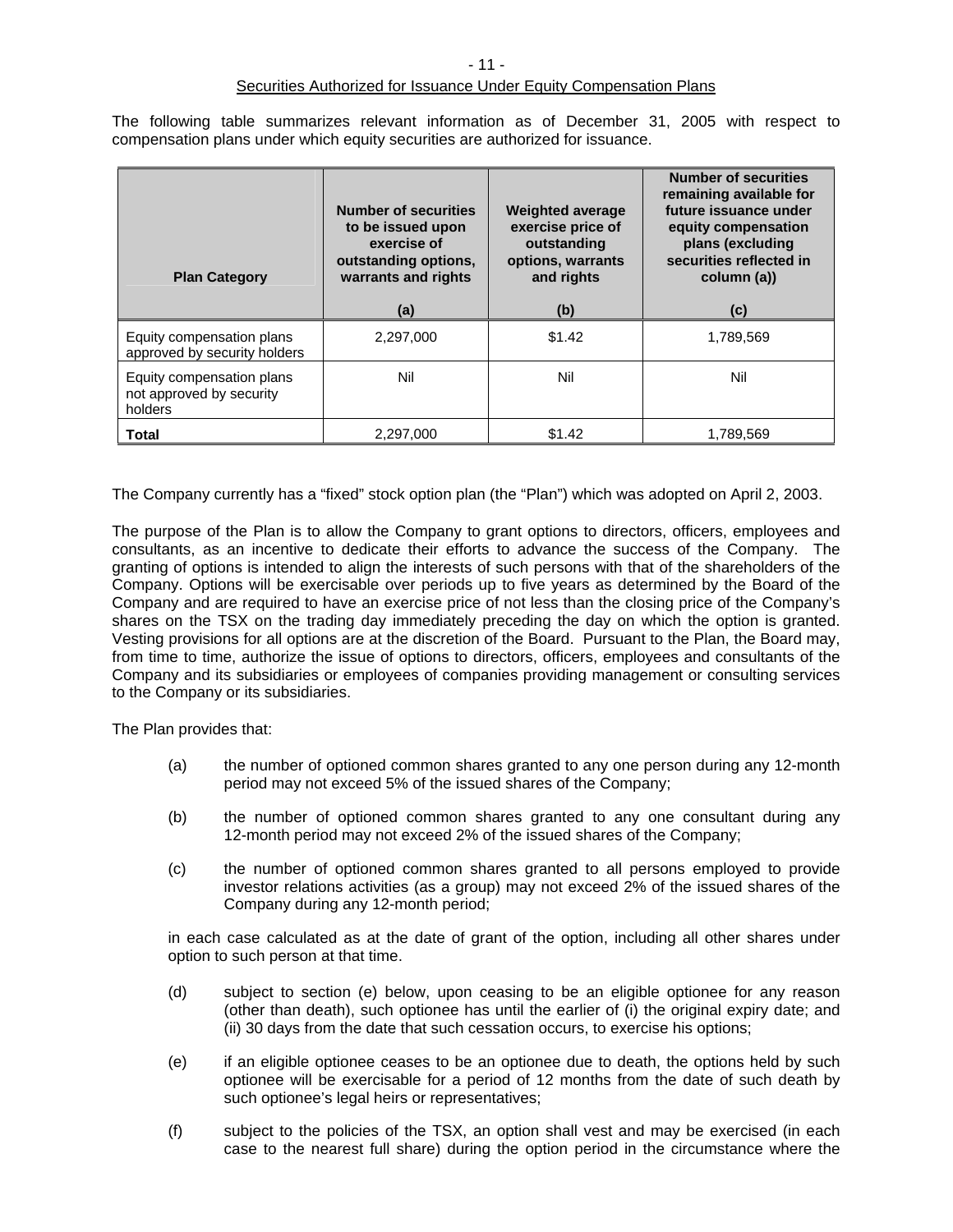## Securities Authorized for Issuance Under Equity Compensation Plans

The following table summarizes relevant information as of December 31, 2005 with respect to compensation plans under which equity securities are authorized for issuance.

| Plan Category | Number of securities to be issued upon exercise of outstanding options, warrants and rights<br><br>(a) | Weighted average exercise price of outstanding options, warrants and rights<br><br>(b) | Number of securities remaining available for future issuance under equity compensation plans (excluding securities reflected in column (a))<br><br>(c) |
|---|---|---|---|
| Equity compensation plans approved by security holders | 2,297,000 | $1.42 | 1,789,569 |
| Equity compensation plans not approved by security holders | Nil | Nil | Nil |
| **Total** | 2,297,000 | $1.42 | 1,789,569 |

The Company currently has a "fixed" stock option plan (the "Plan") which was adopted on April 2, 2003.

The purpose of the Plan is to allow the Company to grant options to directors, officers, employees and consultants, as an incentive to dedicate their efforts to advance the success of the Company. The granting of options is intended to align the interests of such persons with that of the shareholders of the Company. Options will be exercisable over periods up to five years as determined by the Board of the Company and are required to have an exercise price of not less than the closing price of the Company's shares on the TSX on the trading day immediately preceding the day on which the option is granted. Vesting provisions for all options are at the discretion of the Board. Pursuant to the Plan, the Board may, from time to time, authorize the issue of options to directors, officers, employees and consultants of the Company and its subsidiaries or employees of companies providing management or consulting services to the Company or its subsidiaries.

The Plan provides that:

(a) the number of optioned common shares granted to any one person during any 12-month period may not exceed 5% of the issued shares of the Company;

(b) the number of optioned common shares granted to any one consultant during any 12-month period may not exceed 2% of the issued shares of the Company;

(c) the number of optioned common shares granted to all persons employed to provide investor relations activities (as a group) may not exceed 2% of the issued shares of the Company during any 12-month period;

in each case calculated as at the date of grant of the option, including all other shares under option to such person at that time.

(d) subject to section (e) below, upon ceasing to be an eligible optionee for any reason (other than death), such optionee has until the earlier of (i) the original expiry date; and (ii) 30 days from the date that such cessation occurs, to exercise his options;

(e) if an eligible optionee ceases to be an optionee due to death, the options held by such optionee will be exercisable for a period of 12 months from the date of such death by such optionee's legal heirs or representatives;

(f) subject to the policies of the TSX, an option shall vest and may be exercised (in each case to the nearest full share) during the option period in the circumstance where the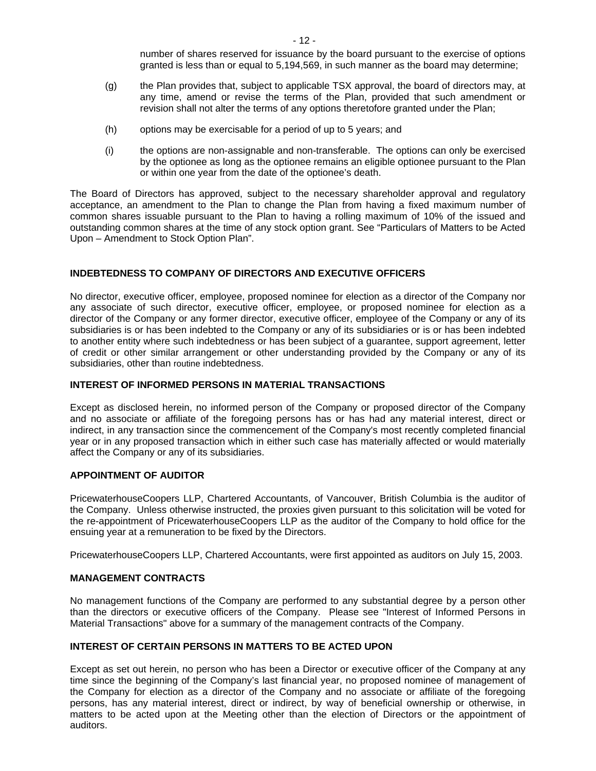number of shares reserved for issuance by the board pursuant to the exercise of options granted is less than or equal to 5,194,569, in such manner as the board may determine;

(g) the Plan provides that, subject to applicable TSX approval, the board of directors may, at any time, amend or revise the terms of the Plan, provided that such amendment or revision shall not alter the terms of any options theretofore granted under the Plan;

(h) options may be exercisable for a period of up to 5 years; and

(i) the options are non-assignable and non-transferable. The options can only be exercised by the optionee as long as the optionee remains an eligible optionee pursuant to the Plan or within one year from the date of the optionee's death.

The Board of Directors has approved, subject to the necessary shareholder approval and regulatory acceptance, an amendment to the Plan to change the Plan from having a fixed maximum number of common shares issuable pursuant to the Plan to having a rolling maximum of 10% of the issued and outstanding common shares at the time of any stock option grant. See "Particulars of Matters to be Acted Upon – Amendment to Stock Option Plan".

## INDEBTEDNESS TO COMPANY OF DIRECTORS AND EXECUTIVE OFFICERS

No director, executive officer, employee, proposed nominee for election as a director of the Company nor any associate of such director, executive officer, employee, or proposed nominee for election as a director of the Company or any former director, executive officer, employee of the Company or any of its subsidiaries is or has been indebted to the Company or any of its subsidiaries or is or has been indebted to another entity where such indebtedness or has been subject of a guarantee, support agreement, letter of credit or other similar arrangement or other understanding provided by the Company or any of its subsidiaries, other than routine indebtedness.

## INTEREST OF INFORMED PERSONS IN MATERIAL TRANSACTIONS

Except as disclosed herein, no informed person of the Company or proposed director of the Company and no associate or affiliate of the foregoing persons has or has had any material interest, direct or indirect, in any transaction since the commencement of the Company's most recently completed financial year or in any proposed transaction which in either such case has materially affected or would materially affect the Company or any of its subsidiaries.

## APPOINTMENT OF AUDITOR

PricewaterhouseCoopers LLP, Chartered Accountants, of Vancouver, British Columbia is the auditor of the Company. Unless otherwise instructed, the proxies given pursuant to this solicitation will be voted for the re-appointment of PricewaterhouseCoopers LLP as the auditor of the Company to hold office for the ensuing year at a remuneration to be fixed by the Directors.

PricewaterhouseCoopers LLP, Chartered Accountants, were first appointed as auditors on July 15, 2003.

## MANAGEMENT CONTRACTS

No management functions of the Company are performed to any substantial degree by a person other than the directors or executive officers of the Company. Please see "Interest of Informed Persons in Material Transactions" above for a summary of the management contracts of the Company.

## INTEREST OF CERTAIN PERSONS IN MATTERS TO BE ACTED UPON

Except as set out herein, no person who has been a Director or executive officer of the Company at any time since the beginning of the Company's last financial year, no proposed nominee of management of the Company for election as a director of the Company and no associate or affiliate of the foregoing persons, has any material interest, direct or indirect, by way of beneficial ownership or otherwise, in matters to be acted upon at the Meeting other than the election of Directors or the appointment of auditors.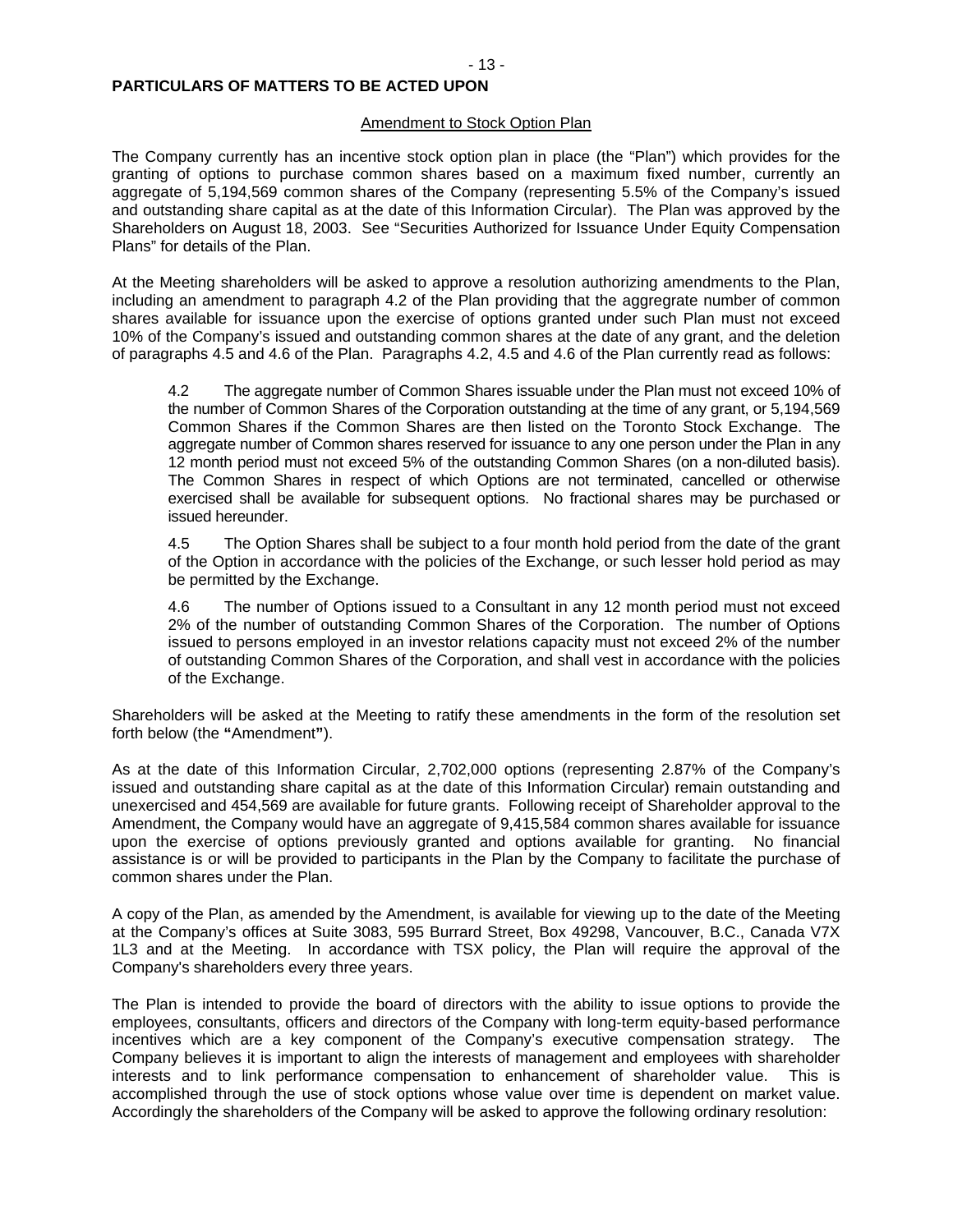## PARTICULARS OF MATTERS TO BE ACTED UPON

### Amendment to Stock Option Plan

The Company currently has an incentive stock option plan in place (the "Plan") which provides for the granting of options to purchase common shares based on a maximum fixed number, currently an aggregate of 5,194,569 common shares of the Company (representing 5.5% of the Company's issued and outstanding share capital as at the date of this Information Circular). The Plan was approved by the Shareholders on August 18, 2003. See "Securities Authorized for Issuance Under Equity Compensation Plans" for details of the Plan.

At the Meeting shareholders will be asked to approve a resolution authorizing amendments to the Plan, including an amendment to paragraph 4.2 of the Plan providing that the aggregrate number of common shares available for issuance upon the exercise of options granted under such Plan must not exceed 10% of the Company's issued and outstanding common shares at the date of any grant, and the deletion of paragraphs 4.5 and 4.6 of the Plan. Paragraphs 4.2, 4.5 and 4.6 of the Plan currently read as follows:

> 4.2 The aggregate number of Common Shares issuable under the Plan must not exceed 10% of the number of Common Shares of the Corporation outstanding at the time of any grant, or 5,194,569 Common Shares if the Common Shares are then listed on the Toronto Stock Exchange. The aggregate number of Common shares reserved for issuance to any one person under the Plan in any 12 month period must not exceed 5% of the outstanding Common Shares (on a non-diluted basis). The Common Shares in respect of which Options are not terminated, cancelled or otherwise exercised shall be available for subsequent options. No fractional shares may be purchased or issued hereunder.
>
> 4.5 The Option Shares shall be subject to a four month hold period from the date of the grant of the Option in accordance with the policies of the Exchange, or such lesser hold period as may be permitted by the Exchange.
>
> 4.6 The number of Options issued to a Consultant in any 12 month period must not exceed 2% of the number of outstanding Common Shares of the Corporation. The number of Options issued to persons employed in an investor relations capacity must not exceed 2% of the number of outstanding Common Shares of the Corporation, and shall vest in accordance with the policies of the Exchange.

Shareholders will be asked at the Meeting to ratify these amendments in the form of the resolution set forth below (the **"**Amendment**"**).

As at the date of this Information Circular, 2,702,000 options (representing 2.87% of the Company's issued and outstanding share capital as at the date of this Information Circular) remain outstanding and unexercised and 454,569 are available for future grants. Following receipt of Shareholder approval to the Amendment, the Company would have an aggregate of 9,415,584 common shares available for issuance upon the exercise of options previously granted and options available for granting. No financial assistance is or will be provided to participants in the Plan by the Company to facilitate the purchase of common shares under the Plan.

A copy of the Plan, as amended by the Amendment, is available for viewing up to the date of the Meeting at the Company's offices at Suite 3083, 595 Burrard Street, Box 49298, Vancouver, B.C., Canada V7X 1L3 and at the Meeting. In accordance with TSX policy, the Plan will require the approval of the Company's shareholders every three years.

The Plan is intended to provide the board of directors with the ability to issue options to provide the employees, consultants, officers and directors of the Company with long-term equity-based performance incentives which are a key component of the Company's executive compensation strategy. The Company believes it is important to align the interests of management and employees with shareholder interests and to link performance compensation to enhancement of shareholder value. This is accomplished through the use of stock options whose value over time is dependent on market value. Accordingly the shareholders of the Company will be asked to approve the following ordinary resolution: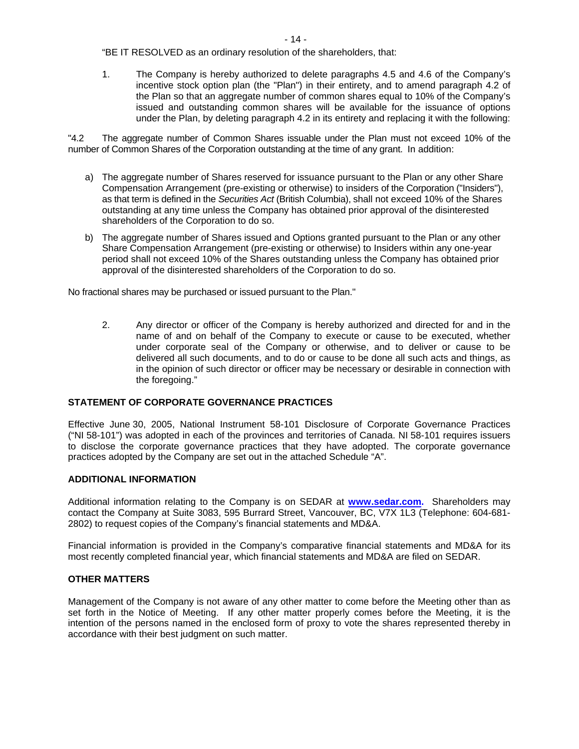"BE IT RESOLVED as an ordinary resolution of the shareholders, that:

1. The Company is hereby authorized to delete paragraphs 4.5 and 4.6 of the Company's incentive stock option plan (the "Plan") in their entirety, and to amend paragraph 4.2 of the Plan so that an aggregate number of common shares equal to 10% of the Company's issued and outstanding common shares will be available for the issuance of options under the Plan, by deleting paragraph 4.2 in its entirety and replacing it with the following:

"4.2 The aggregate number of Common Shares issuable under the Plan must not exceed 10% of the number of Common Shares of the Corporation outstanding at the time of any grant. In addition:

a) The aggregate number of Shares reserved for issuance pursuant to the Plan or any other Share Compensation Arrangement (pre-existing or otherwise) to insiders of the Corporation ("Insiders"), as that term is defined in the *Securities Act* (British Columbia), shall not exceed 10% of the Shares outstanding at any time unless the Company has obtained prior approval of the disinterested shareholders of the Corporation to do so.

b) The aggregate number of Shares issued and Options granted pursuant to the Plan or any other Share Compensation Arrangement (pre-existing or otherwise) to Insiders within any one-year period shall not exceed 10% of the Shares outstanding unless the Company has obtained prior approval of the disinterested shareholders of the Corporation to do so.

No fractional shares may be purchased or issued pursuant to the Plan."

2. Any director or officer of the Company is hereby authorized and directed for and in the name of and on behalf of the Company to execute or cause to be executed, whether under corporate seal of the Company or otherwise, and to deliver or cause to be delivered all such documents, and to do or cause to be done all such acts and things, as in the opinion of such director or officer may be necessary or desirable in connection with the foregoing."

**STATEMENT OF CORPORATE GOVERNANCE PRACTICES**

Effective June 30, 2005, National Instrument 58-101 Disclosure of Corporate Governance Practices ("NI 58-101") was adopted in each of the provinces and territories of Canada. NI 58-101 requires issuers to disclose the corporate governance practices that they have adopted. The corporate governance practices adopted by the Company are set out in the attached Schedule "A".

**ADDITIONAL INFORMATION**

Additional information relating to the Company is on SEDAR at **www.sedar.com.** Shareholders may contact the Company at Suite 3083, 595 Burrard Street, Vancouver, BC, V7X 1L3 (Telephone: 604-681-2802) to request copies of the Company's financial statements and MD&A.

Financial information is provided in the Company's comparative financial statements and MD&A for its most recently completed financial year, which financial statements and MD&A are filed on SEDAR.

**OTHER MATTERS**

Management of the Company is not aware of any other matter to come before the Meeting other than as set forth in the Notice of Meeting. If any other matter properly comes before the Meeting, it is the intention of the persons named in the enclosed form of proxy to vote the shares represented thereby in accordance with their best judgment on such matter.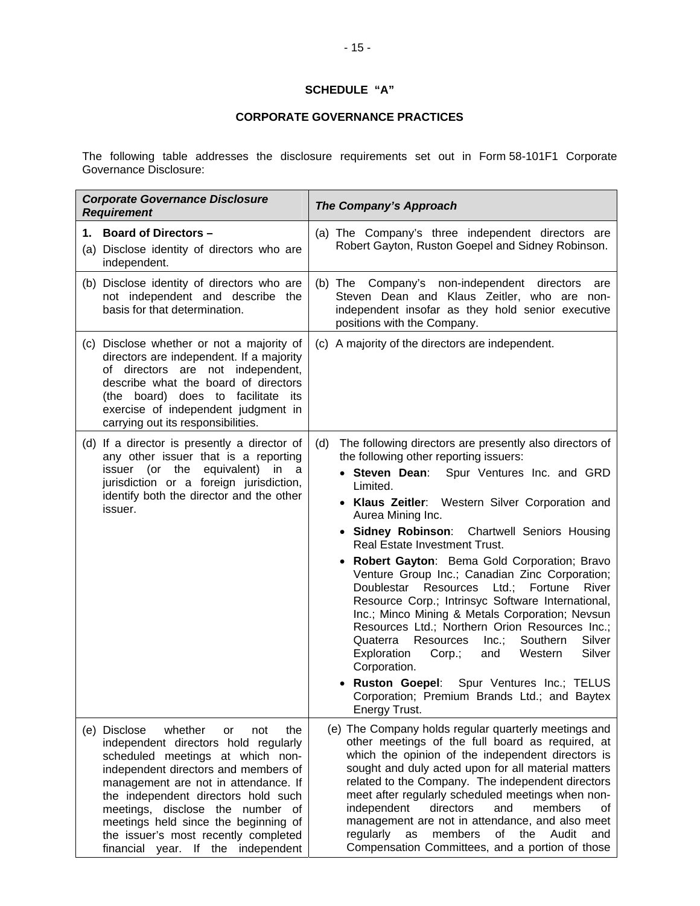## SCHEDULE "A"

## CORPORATE GOVERNANCE PRACTICES

The following table addresses the disclosure requirements set out in Form 58-101F1 Corporate Governance Disclosure:

| *Corporate Governance Disclosure Requirement* | *The Company's Approach* |
|---|---|
| **1. Board of Directors –**<br>(a) Disclose identity of directors who are independent. | (a) The Company's three independent directors are Robert Gayton, Ruston Goepel and Sidney Robinson. |
| (b) Disclose identity of directors who are not independent and describe the basis for that determination. | (b) The Company's non-independent directors are Steven Dean and Klaus Zeitler, who are non-independent insofar as they hold senior executive positions with the Company. |
| (c) Disclose whether or not a majority of directors are independent. If a majority of directors are not independent, describe what the board of directors (the board) does to facilitate its exercise of independent judgment in carrying out its responsibilities. | (c) A majority of the directors are independent. |
| (d) If a director is presently a director of any other issuer that is a reporting issuer (or the equivalent) in a jurisdiction or a foreign jurisdiction, identify both the director and the other issuer. | (d) The following directors are presently also directors of the following other reporting issuers:<br>• **Steven Dean**: Spur Ventures Inc. and GRD Limited.<br>• **Klaus Zeitler**: Western Silver Corporation and Aurea Mining Inc.<br>• **Sidney Robinson**: Chartwell Seniors Housing Real Estate Investment Trust.<br>• **Robert Gayton**: Bema Gold Corporation; Bravo Venture Group Inc.; Canadian Zinc Corporation; Doublestar Resources Ltd.; Fortune River Resource Corp.; Intrinsyc Software International, Inc.; Minco Mining & Metals Corporation; Nevsun Resources Ltd.; Northern Orion Resources Inc.; Quaterra Resources Inc.; Southern Silver Exploration Corp.; and Western Silver Corporation.<br>• **Ruston Goepel**: Spur Ventures Inc.; TELUS Corporation; Premium Brands Ltd.; and Baytex Energy Trust. |
| (e) Disclose whether or not the independent directors hold regularly scheduled meetings at which non-independent directors and members of management are not in attendance. If the independent directors hold such meetings, disclose the number of meetings held since the beginning of the issuer's most recently completed financial year. If the independent | (e) The Company holds regular quarterly meetings and other meetings of the full board as required, at which the opinion of the independent directors is sought and duly acted upon for all material matters related to the Company. The independent directors meet after regularly scheduled meetings when non-independent directors and members of management are not in attendance, and also meet regularly as members of the Audit and Compensation Committees, and a portion of those |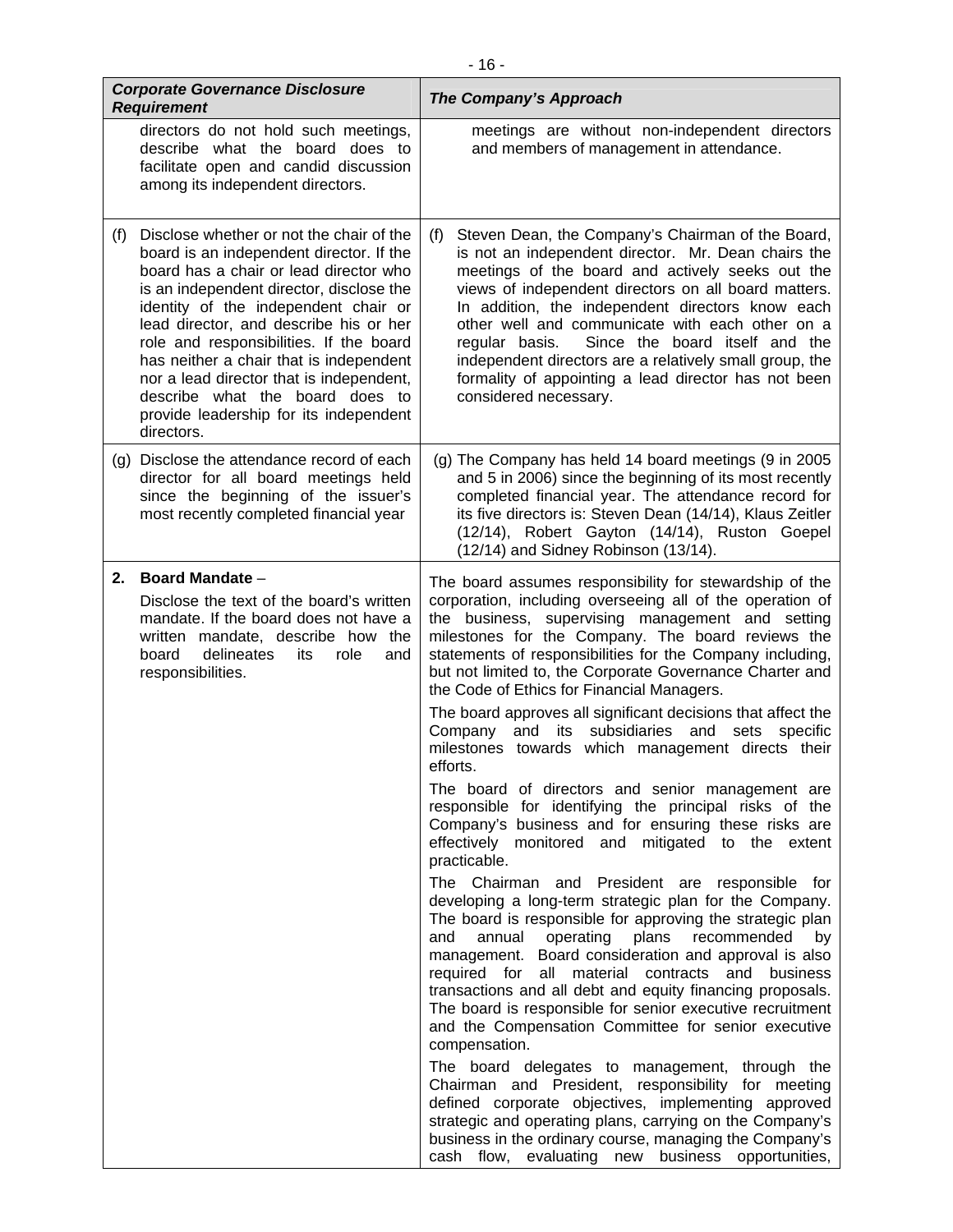| *Corporate Governance Disclosure Requirement* | *The Company's Approach* |
|---|---|
| directors do not hold such meetings, describe what the board does to facilitate open and candid discussion among its independent directors. | meetings are without non-independent directors and members of management in attendance. |
| (f) Disclose whether or not the chair of the board is an independent director. If the board has a chair or lead director who is an independent director, disclose the identity of the independent chair or lead director, and describe his or her role and responsibilities. If the board has neither a chair that is independent nor a lead director that is independent, describe what the board does to provide leadership for its independent directors. | (f) Steven Dean, the Company's Chairman of the Board, is not an independent director. Mr. Dean chairs the meetings of the board and actively seeks out the views of independent directors on all board matters. In addition, the independent directors know each other well and communicate with each other on a regular basis. Since the board itself and the independent directors are a relatively small group, the formality of appointing a lead director has not been considered necessary. |
| (g) Disclose the attendance record of each director for all board meetings held since the beginning of the issuer's most recently completed financial year | (g) The Company has held 14 board meetings (9 in 2005 and 5 in 2006) since the beginning of its most recently completed financial year. The attendance record for its five directors is: Steven Dean (14/14), Klaus Zeitler (12/14), Robert Gayton (14/14), Ruston Goepel (12/14) and Sidney Robinson (13/14). |
| **2. Board Mandate** – Disclose the text of the board's written mandate. If the board does not have a written mandate, describe how the board delineates its role and responsibilities. | The board assumes responsibility for stewardship of the corporation, including overseeing all of the operation of the business, supervising management and setting milestones for the Company. The board reviews the statements of responsibilities for the Company including, but not limited to, the Corporate Governance Charter and the Code of Ethics for Financial Managers.<br><br>The board approves all significant decisions that affect the Company and its subsidiaries and sets specific milestones towards which management directs their efforts.<br><br>The board of directors and senior management are responsible for identifying the principal risks of the Company's business and for ensuring these risks are effectively monitored and mitigated to the extent practicable.<br><br>The Chairman and President are responsible for developing a long-term strategic plan for the Company. The board is responsible for approving the strategic plan and annual operating plans recommended by management. Board consideration and approval is also required for all material contracts and business transactions and all debt and equity financing proposals. The board is responsible for senior executive recruitment and the Compensation Committee for senior executive compensation.<br><br>The board delegates to management, through the Chairman and President, responsibility for meeting defined corporate objectives, implementing approved strategic and operating plans, carrying on the Company's business in the ordinary course, managing the Company's cash flow, evaluating new business opportunities, |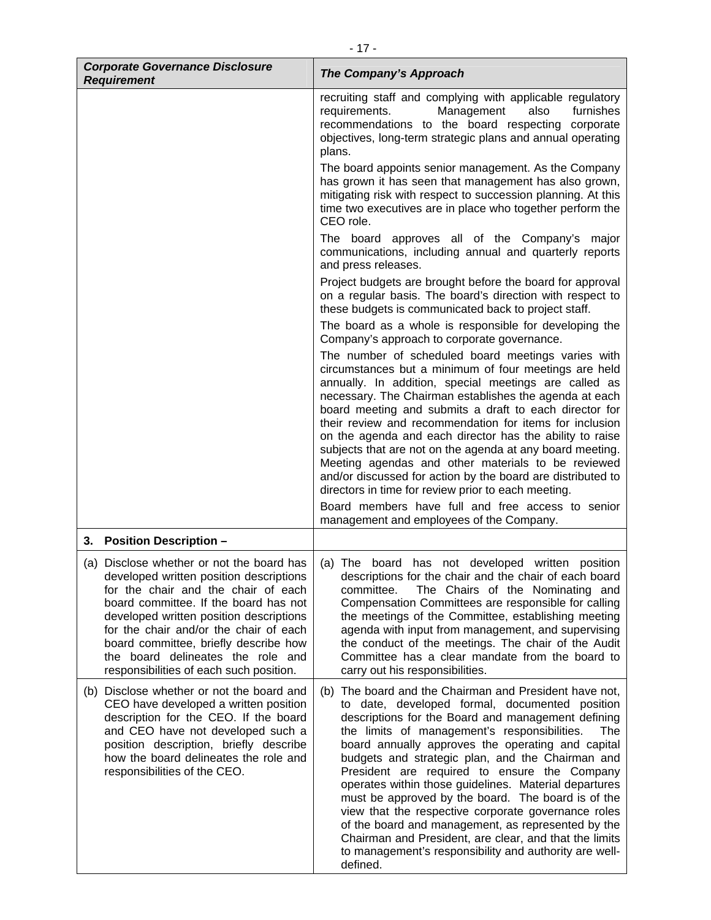| *Corporate Governance Disclosure Requirement* | *The Company's Approach* |
|---|---|
| | recruiting staff and complying with applicable regulatory requirements. Management also furnishes recommendations to the board respecting corporate objectives, long-term strategic plans and annual operating plans.<br><br>The board appoints senior management. As the Company has grown it has seen that management has also grown, mitigating risk with respect to succession planning. At this time two executives are in place who together perform the CEO role.<br><br>The board approves all of the Company's major communications, including annual and quarterly reports and press releases.<br><br>Project budgets are brought before the board for approval on a regular basis. The board's direction with respect to these budgets is communicated back to project staff.<br><br>The board as a whole is responsible for developing the Company's approach to corporate governance.<br><br>The number of scheduled board meetings varies with circumstances but a minimum of four meetings are held annually. In addition, special meetings are called as necessary. The Chairman establishes the agenda at each board meeting and submits a draft to each director for their review and recommendation for items for inclusion on the agenda and each director has the ability to raise subjects that are not on the agenda at any board meeting. Meeting agendas and other materials to be reviewed and/or discussed for action by the board are distributed to directors in time for review prior to each meeting.<br><br>Board members have full and free access to senior management and employees of the Company. |
| **3. Position Description –** | |
| (a) Disclose whether or not the board has developed written position descriptions for the chair and the chair of each board committee. If the board has not developed written position descriptions for the chair and/or the chair of each board committee, briefly describe how the board delineates the role and responsibilities of each such position. | (a) The board has not developed written position descriptions for the chair and the chair of each board committee. The Chairs of the Nominating and Compensation Committees are responsible for calling the meetings of the Committee, establishing meeting agenda with input from management, and supervising the conduct of the meetings. The chair of the Audit Committee has a clear mandate from the board to carry out his responsibilities. |
| (b) Disclose whether or not the board and CEO have developed a written position description for the CEO. If the board and CEO have not developed such a position description, briefly describe how the board delineates the role and responsibilities of the CEO. | (b) The board and the Chairman and President have not, to date, developed formal, documented position descriptions for the Board and management defining the limits of management's responsibilities. The board annually approves the operating and capital budgets and strategic plan, and the Chairman and President are required to ensure the Company operates within those guidelines. Material departures must be approved by the board. The board is of the view that the respective corporate governance roles of the board and management, as represented by the Chairman and President, are clear, and that the limits to management's responsibility and authority are well-defined. |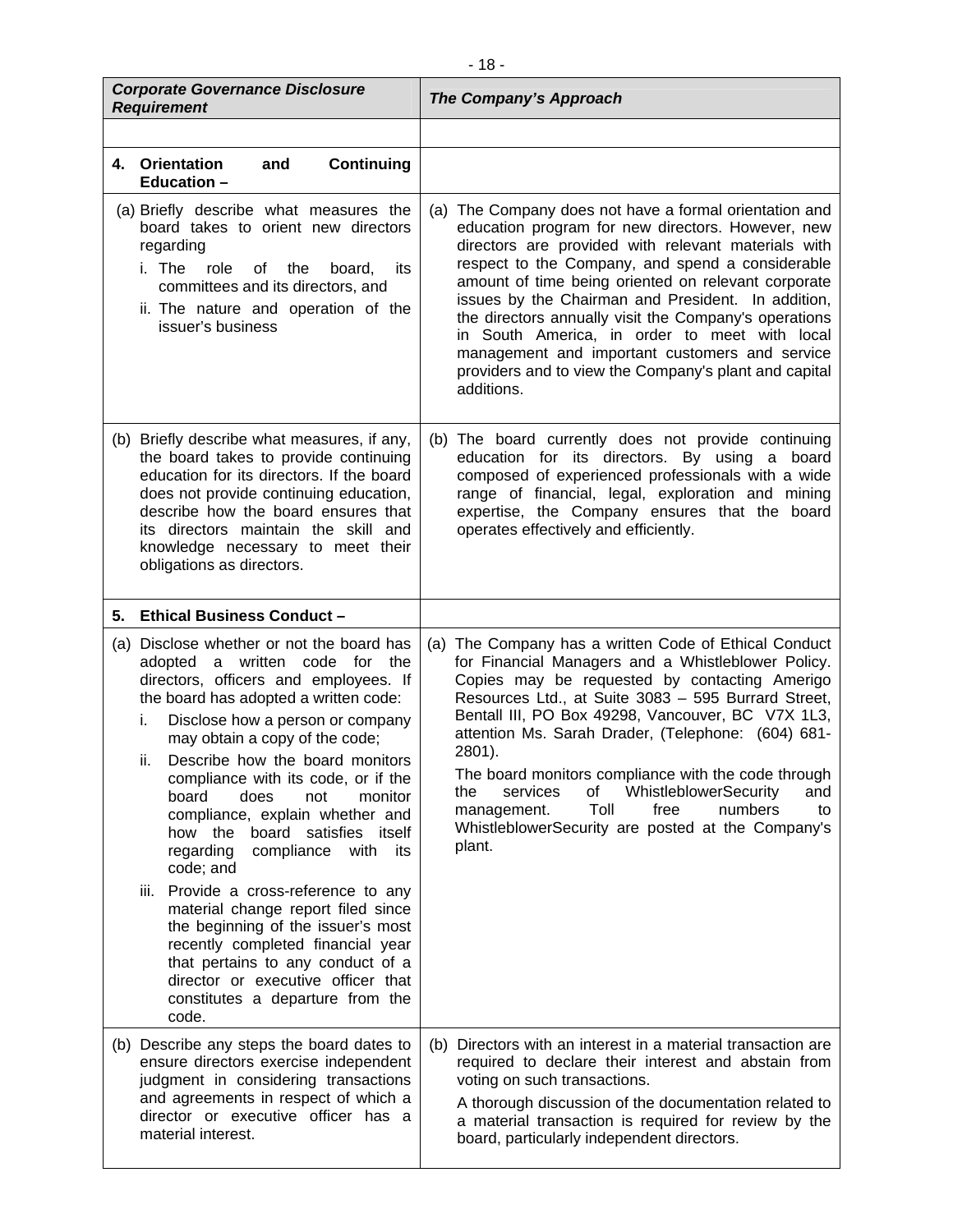| *Corporate Governance Disclosure Requirement* | *The Company's Approach* |
|---|---|
| | |
| **4. Orientation and Continuing Education –** | |
| (a) Briefly describe what measures the board takes to orient new directors regarding<br>i. The role of the board, its committees and its directors, and<br>ii. The nature and operation of the issuer's business | (a) The Company does not have a formal orientation and education program for new directors. However, new directors are provided with relevant materials with respect to the Company, and spend a considerable amount of time being oriented on relevant corporate issues by the Chairman and President. In addition, the directors annually visit the Company's operations in South America, in order to meet with local management and important customers and service providers and to view the Company's plant and capital additions. |
| (b) Briefly describe what measures, if any, the board takes to provide continuing education for its directors. If the board does not provide continuing education, describe how the board ensures that its directors maintain the skill and knowledge necessary to meet their obligations as directors. | (b) The board currently does not provide continuing education for its directors. By using a board composed of experienced professionals with a wide range of financial, legal, exploration and mining expertise, the Company ensures that the board operates effectively and efficiently. |
| **5. Ethical Business Conduct –** | |
| (a) Disclose whether or not the board has adopted a written code for the directors, officers and employees. If the board has adopted a written code:<br>i. Disclose how a person or company may obtain a copy of the code;<br>ii. Describe how the board monitors compliance with its code, or if the board does not monitor compliance, explain whether and how the board satisfies itself regarding compliance with its code; and<br>iii. Provide a cross-reference to any material change report filed since the beginning of the issuer's most recently completed financial year that pertains to any conduct of a director or executive officer that constitutes a departure from the code. | (a) The Company has a written Code of Ethical Conduct for Financial Managers and a Whistleblower Policy. Copies may be requested by contacting Amerigo Resources Ltd., at Suite 3083 – 595 Burrard Street, Bentall III, PO Box 49298, Vancouver, BC V7X 1L3, attention Ms. Sarah Drader, (Telephone: (604) 681-2801).<br>The board monitors compliance with the code through the services of WhistleblowerSecurity and management. Toll free numbers to WhistleblowerSecurity are posted at the Company's plant. |
| (b) Describe any steps the board dates to ensure directors exercise independent judgment in considering transactions and agreements in respect of which a director or executive officer has a material interest. | (b) Directors with an interest in a material transaction are required to declare their interest and abstain from voting on such transactions.<br>A thorough discussion of the documentation related to a material transaction is required for review by the board, particularly independent directors. |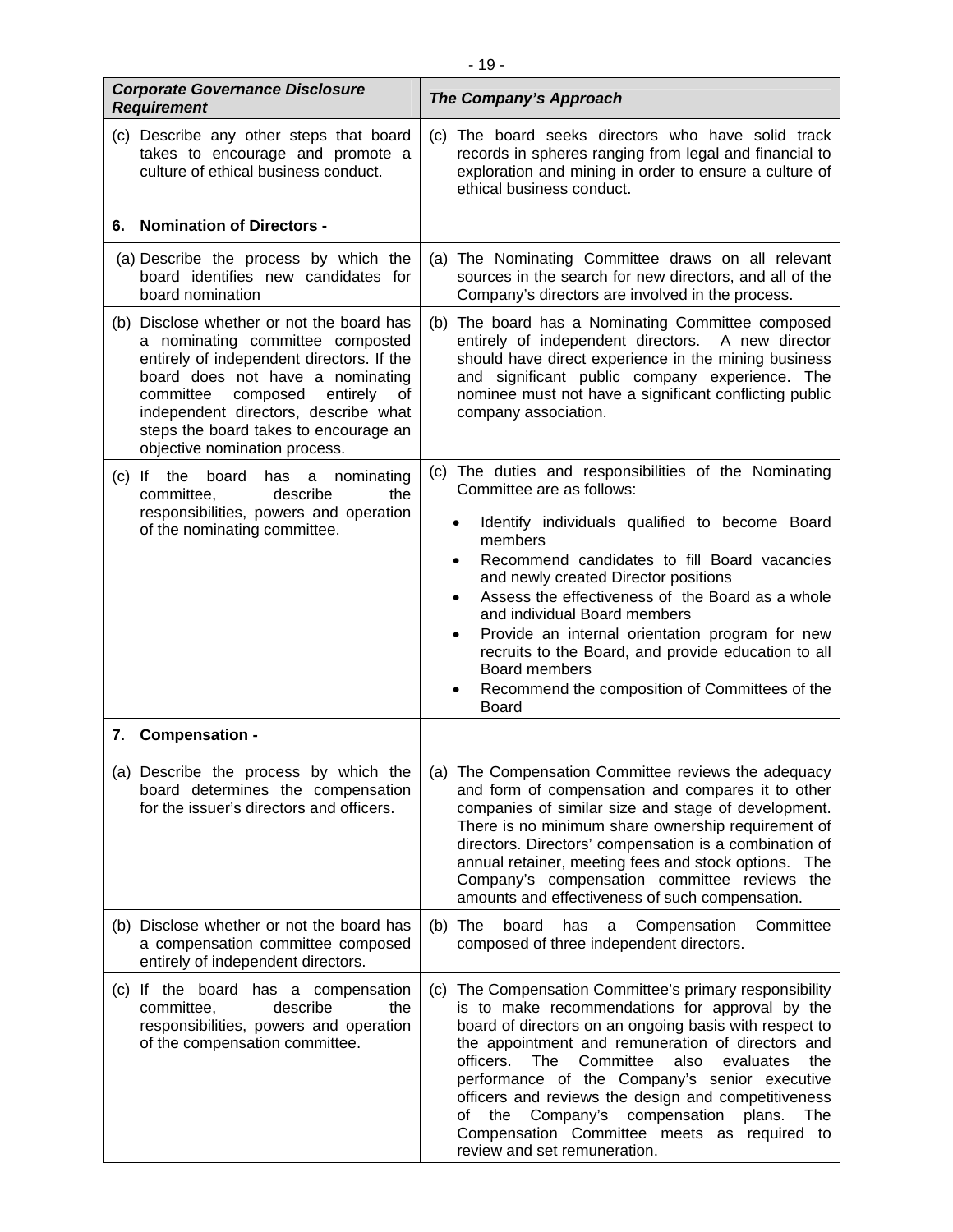| *Corporate Governance Disclosure Requirement* | *The Company's Approach* |
|---|---|
| (c) Describe any other steps that board takes to encourage and promote a culture of ethical business conduct. | (c) The board seeks directors who have solid track records in spheres ranging from legal and financial to exploration and mining in order to ensure a culture of ethical business conduct. |
| **6. Nomination of Directors -** | |
| (a) Describe the process by which the board identifies new candidates for board nomination | (a) The Nominating Committee draws on all relevant sources in the search for new directors, and all of the Company's directors are involved in the process. |
| (b) Disclose whether or not the board has a nominating committee composted entirely of independent directors. If the board does not have a nominating committee composed entirely of independent directors, describe what steps the board takes to encourage an objective nomination process. | (b) The board has a Nominating Committee composed entirely of independent directors. A new director should have direct experience in the mining business and significant public company experience. The nominee must not have a significant conflicting public company association. |
| (c) If the board has a nominating committee, describe the responsibilities, powers and operation of the nominating committee. | (c) The duties and responsibilities of the Nominating Committee are as follows:<br>• Identify individuals qualified to become Board members<br>• Recommend candidates to fill Board vacancies and newly created Director positions<br>• Assess the effectiveness of the Board as a whole and individual Board members<br>• Provide an internal orientation program for new recruits to the Board, and provide education to all Board members<br>• Recommend the composition of Committees of the Board |
| **7. Compensation -** | |
| (a) Describe the process by which the board determines the compensation for the issuer's directors and officers. | (a) The Compensation Committee reviews the adequacy and form of compensation and compares it to other companies of similar size and stage of development. There is no minimum share ownership requirement of directors. Directors' compensation is a combination of annual retainer, meeting fees and stock options. The Company's compensation committee reviews the amounts and effectiveness of such compensation. |
| (b) Disclose whether or not the board has a compensation committee composed entirely of independent directors. | (b) The board has a Compensation Committee composed of three independent directors. |
| (c) If the board has a compensation committee, describe the responsibilities, powers and operation of the compensation committee. | (c) The Compensation Committee's primary responsibility is to make recommendations for approval by the board of directors on an ongoing basis with respect to the appointment and remuneration of directors and officers. The Committee also evaluates the performance of the Company's senior executive officers and reviews the design and competitiveness of the Company's compensation plans. The Compensation Committee meets as required to review and set remuneration. |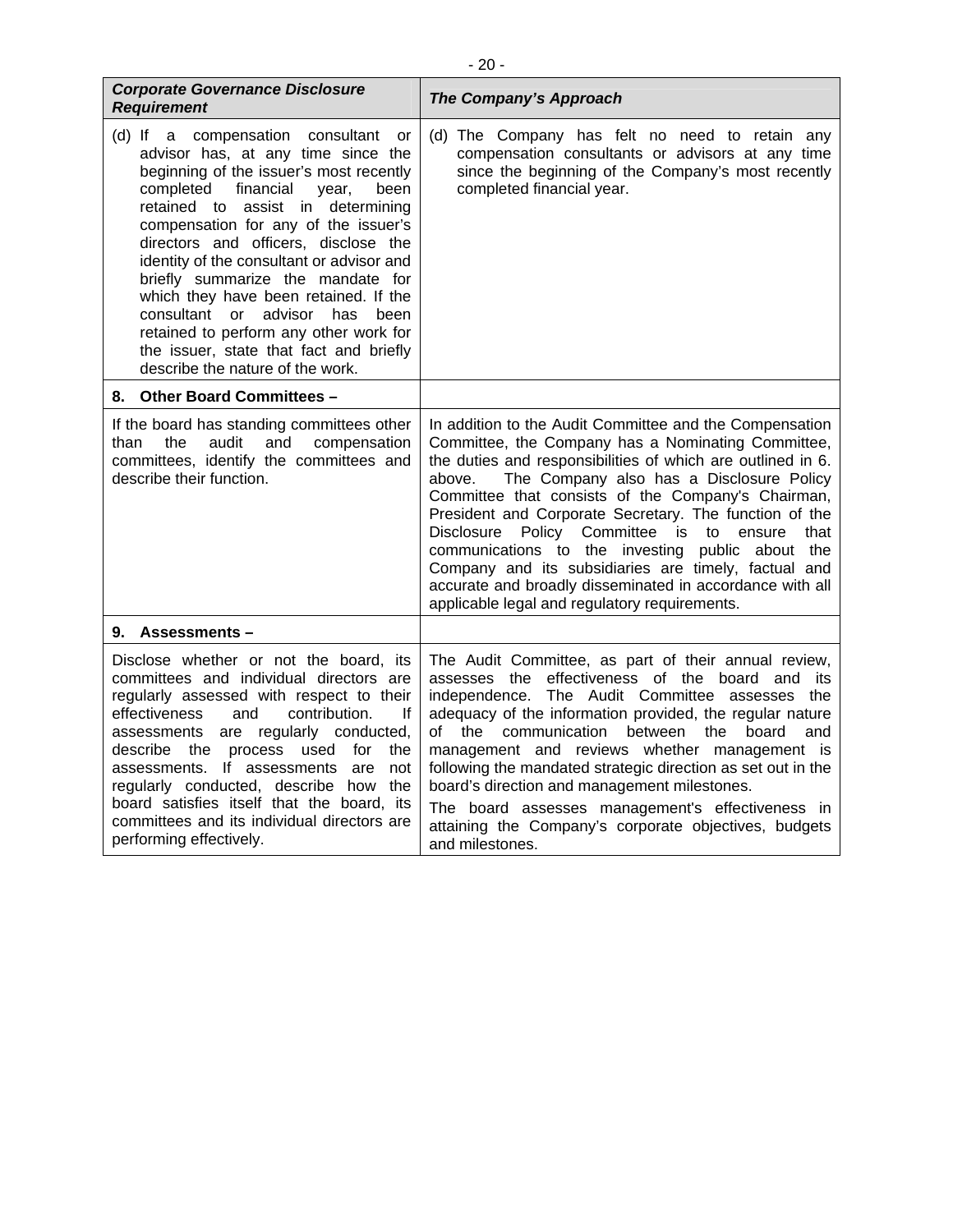| ***Corporate Governance Disclosure Requirement*** | ***The Company's Approach*** |
| --- | --- |
| (d) If a compensation consultant or advisor has, at any time since the beginning of the issuer's most recently completed financial year, been retained to assist in determining compensation for any of the issuer's directors and officers, disclose the identity of the consultant or advisor and briefly summarize the mandate for which they have been retained. If the consultant or advisor has been retained to perform any other work for the issuer, state that fact and briefly describe the nature of the work. | (d) The Company has felt no need to retain any compensation consultants or advisors at any time since the beginning of the Company's most recently completed financial year. |
| **8. Other Board Committees –** | |
| If the board has standing committees other than the audit and compensation committees, identify the committees and describe their function. | In addition to the Audit Committee and the Compensation Committee, the Company has a Nominating Committee, the duties and responsibilities of which are outlined in 6. above. The Company also has a Disclosure Policy Committee that consists of the Company's Chairman, President and Corporate Secretary. The function of the Disclosure Policy Committee is to ensure that communications to the investing public about the Company and its subsidiaries are timely, factual and accurate and broadly disseminated in accordance with all applicable legal and regulatory requirements. |
| **9. Assessments –** | |
| Disclose whether or not the board, its committees and individual directors are regularly assessed with respect to their effectiveness and contribution. If assessments are regularly conducted, describe the process used for the assessments. If assessments are not regularly conducted, describe how the board satisfies itself that the board, its committees and its individual directors are performing effectively. | The Audit Committee, as part of their annual review, assesses the effectiveness of the board and its independence. The Audit Committee assesses the adequacy of the information provided, the regular nature of the communication between the board and management and reviews whether management is following the mandated strategic direction as set out in the board's direction and management milestones.<br>The board assesses management's effectiveness in attaining the Company's corporate objectives, budgets and milestones. |